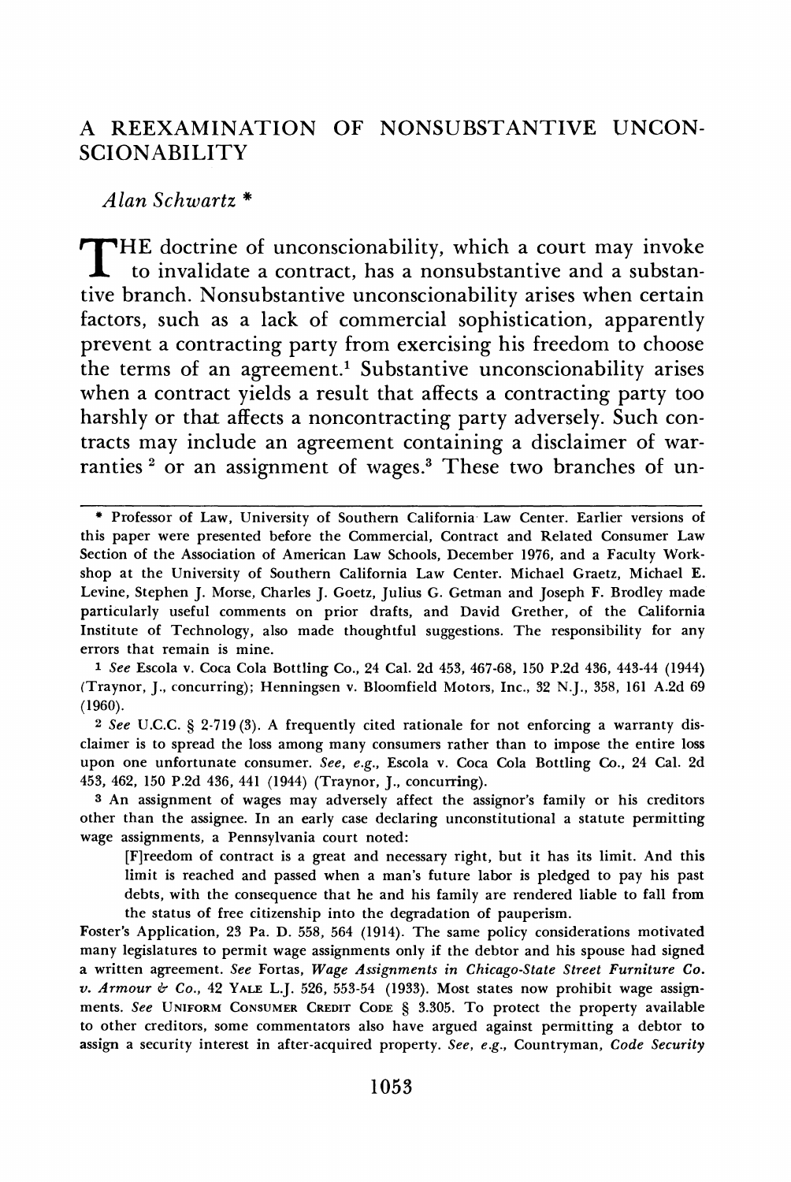# A REEXAMINATION OF NONSUBSTANTIVE UNCONSCIONABILITY

*Alan Schwartz* *

THE doctrine of unconscionability, which a court may invoke to invalidate a contract, has a nonsubstantive and a substantive branch. Nonsubstantive unconscionability arises when certain factors, such as a lack of commercial sophistication, apparently prevent a contracting party from exercising his freedom to choose the terms of an agreement.[1] Substantive unconscionability arises when a contract yields a result that affects a contracting party too harshly or that affects a noncontracting party adversely. Such contracts may include an agreement containing a disclaimer of warranties [2] or an assignment of wages.[3] These two branches of un-

---

\* Professor of Law, University of Southern California Law Center. Earlier versions of this paper were presented before the Commercial, Contract and Related Consumer Law Section of the Association of American Law Schools, December 1976, and a Faculty Workshop at the University of Southern California Law Center. Michael Graetz, Michael E. Levine, Stephen J. Morse, Charles J. Goetz, Julius G. Getman and Joseph F. Brodley made particularly useful comments on prior drafts, and David Grether, of the California Institute of Technology, also made thoughtful suggestions. The responsibility for any errors that remain is mine.

[1] *See* Escola v. Coca Cola Bottling Co., 24 Cal. 2d 453, 467-68, 150 P.2d 436, 443-44 (1944) (Traynor, J., concurring); Henningsen v. Bloomfield Motors, Inc., 32 N.J., 358, 161 A.2d 69 (1960).

[2] *See* U.C.C. § 2-719(3). A frequently cited rationale for not enforcing a warranty disclaimer is to spread the loss among many consumers rather than to impose the entire loss upon one unfortunate consumer. *See, e.g.*, Escola v. Coca Cola Bottling Co., 24 Cal. 2d 453, 462, 150 P.2d 436, 441 (1944) (Traynor, J., concurring).

[3] An assignment of wages may adversely affect the assignor's family or his creditors other than the assignee. In an early case declaring unconstitutional a statute permitting wage assignments, a Pennsylvania court noted:

> [F]reedom of contract is a great and necessary right, but it has its limit. And this limit is reached and passed when a man's future labor is pledged to pay his past debts, with the consequence that he and his family are rendered liable to fall from the status of free citizenship into the degradation of pauperism.

Foster's Application, 23 Pa. D. 558, 564 (1914). The same policy considerations motivated many legislatures to permit wage assignments only if the debtor and his spouse had signed a written agreement. *See* Fortas, *Wage Assignments in Chicago-State Street Furniture Co. v. Armour & Co.*, 42 YALE L.J. 526, 553-54 (1933). Most states now prohibit wage assignments. *See* UNIFORM CONSUMER CREDIT CODE § 3.305. To protect the property available to other creditors, some commentators also have argued against permitting a debtor to assign a security interest in after-acquired property. *See, e.g.*, Countryman, *Code Security*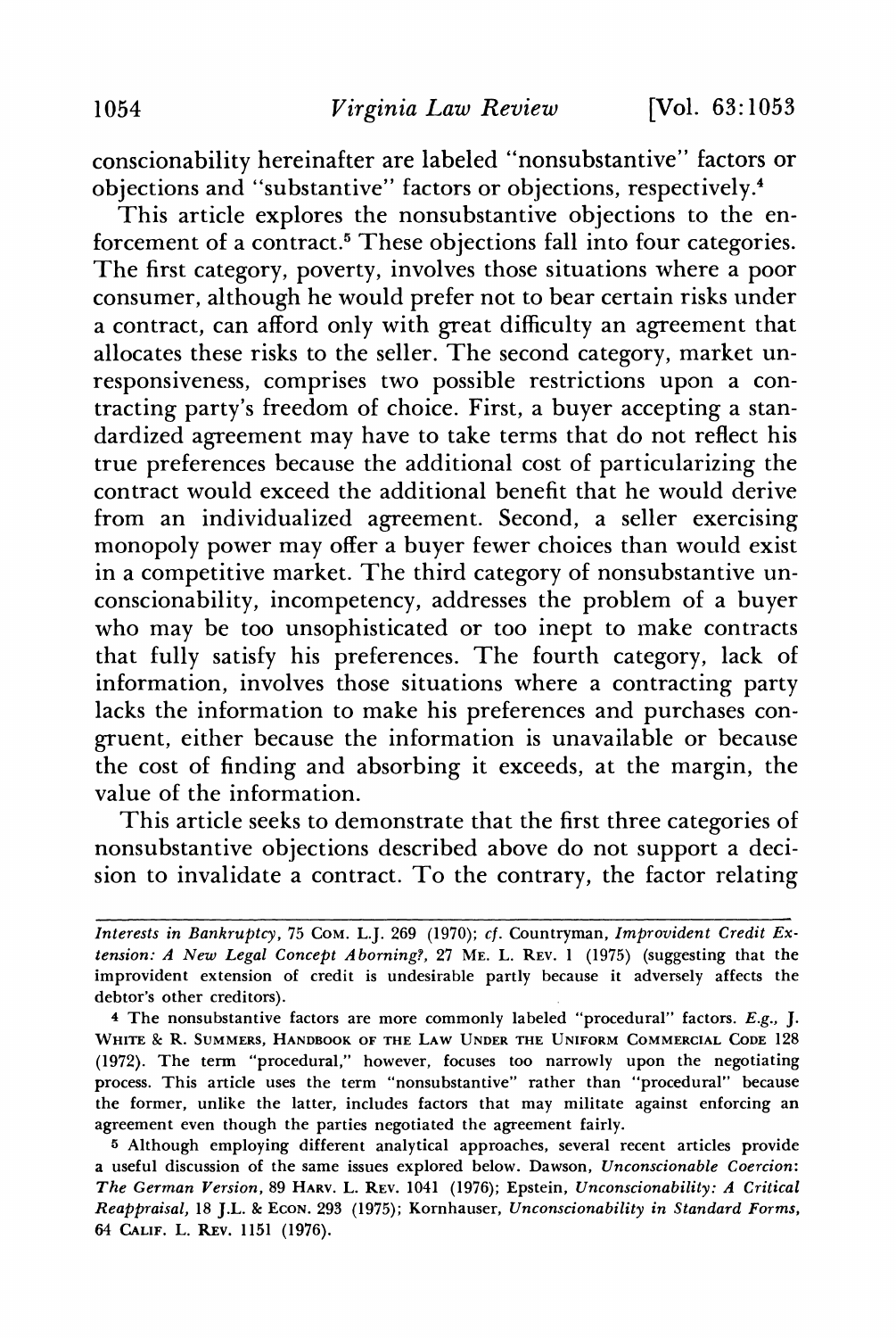conscionability hereinafter are labeled "nonsubstantive" factors or objections and "substantive" factors or objections, respectively.[4]

This article explores the nonsubstantive objections to the enforcement of a contract.[5] These objections fall into four categories. The first category, poverty, involves those situations where a poor consumer, although he would prefer not to bear certain risks under a contract, can afford only with great difficulty an agreement that allocates these risks to the seller. The second category, market unresponsiveness, comprises two possible restrictions upon a contracting party's freedom of choice. First, a buyer accepting a standardized agreement may have to take terms that do not reflect his true preferences because the additional cost of particularizing the contract would exceed the additional benefit that he would derive from an individualized agreement. Second, a seller exercising monopoly power may offer a buyer fewer choices than would exist in a competitive market. The third category of nonsubstantive unconscionability, incompetency, addresses the problem of a buyer who may be too unsophisticated or too inept to make contracts that fully satisfy his preferences. The fourth category, lack of information, involves those situations where a contracting party lacks the information to make his preferences and purchases congruent, either because the information is unavailable or because the cost of finding and absorbing it exceeds, at the margin, the value of the information.

This article seeks to demonstrate that the first three categories of nonsubstantive objections described above do not support a decision to invalidate a contract. To the contrary, the factor relating

---

*Interests in Bankruptcy*, 75 COM. L.J. 269 (1970); *cf.* Countryman, *Improvident Credit Extension: A New Legal Concept Aborning?*, 27 ME. L. REV. 1 (1975) (suggesting that the improvident extension of credit is undesirable partly because it adversely affects the debtor's other creditors).

[4] The nonsubstantive factors are more commonly labeled "procedural" factors. *E.g.*, J. WHITE & R. SUMMERS, HANDBOOK OF THE LAW UNDER THE UNIFORM COMMERCIAL CODE 128 (1972). The term "procedural," however, focuses too narrowly upon the negotiating process. This article uses the term "nonsubstantive" rather than "procedural" because the former, unlike the latter, includes factors that may militate against enforcing an agreement even though the parties negotiated the agreement fairly.

[5] Although employing different analytical approaches, several recent articles provide a useful discussion of the same issues explored below. Dawson, *Unconscionable Coercion: The German Version*, 89 HARV. L. REV. 1041 (1976); Epstein, *Unconscionability: A Critical Reappraisal*, 18 J.L. & ECON. 293 (1975); Kornhauser, *Unconscionability in Standard Forms*, 64 CALIF. L. REV. 1151 (1976).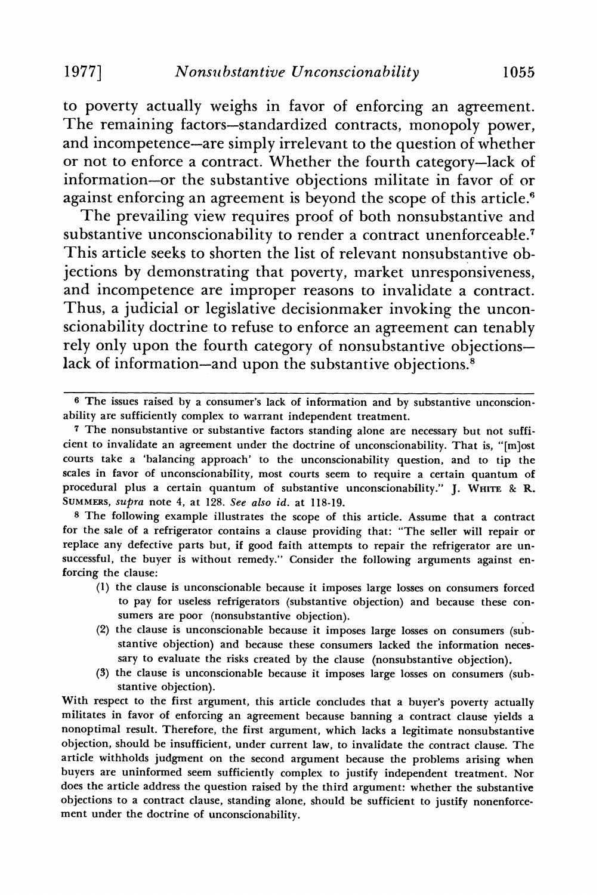to poverty actually weighs in favor of enforcing an agreement. The remaining factors—standardized contracts, monopoly power, and incompetence—are simply irrelevant to the question of whether or not to enforce a contract. Whether the fourth category—lack of information—or the substantive objections militate in favor of or against enforcing an agreement is beyond the scope of this article.[6]

The prevailing view requires proof of both nonsubstantive and substantive unconscionability to render a contract unenforceable.[7] This article seeks to shorten the list of relevant nonsubstantive objections by demonstrating that poverty, market unresponsiveness, and incompetence are improper reasons to invalidate a contract. Thus, a judicial or legislative decisionmaker invoking the unconscionability doctrine to refuse to enforce an agreement can tenably rely only upon the fourth category of nonsubstantive objections—lack of information—and upon the substantive objections.[8]

---

[6] The issues raised by a consumer's lack of information and by substantive unconscionability are sufficiently complex to warrant independent treatment.

[7] The nonsubstantive or substantive factors standing alone are necessary but not sufficient to invalidate an agreement under the doctrine of unconscionability. That is, "[m]ost courts take a 'balancing approach' to the unconscionability question, and to tip the scales in favor of unconscionability, most courts seem to require a certain quantum of procedural plus a certain quantum of substantive unconscionability." J. WHITE & R. SUMMERS, *supra* note 4, at 128. *See also id.* at 118-19.

[8] The following example illustrates the scope of this article. Assume that a contract for the sale of a refrigerator contains a clause providing that: "The seller will repair or replace any defective parts but, if good faith attempts to repair the refrigerator are unsuccessful, the buyer is without remedy." Consider the following arguments against enforcing the clause:

(1) the clause is unconscionable because it imposes large losses on consumers forced to pay for useless refrigerators (substantive objection) and because these consumers are poor (nonsubstantive objection).
(2) the clause is unconscionable because it imposes large losses on consumers (substantive objection) and because these consumers lacked the information necessary to evaluate the risks created by the clause (nonsubstantive objection).
(3) the clause is unconscionable because it imposes large losses on consumers (substantive objection).

With respect to the first argument, this article concludes that a buyer's poverty actually militates in favor of enforcing an agreement because banning a contract clause yields a nonoptimal result. Therefore, the first argument, which lacks a legitimate nonsubstantive objection, should be insufficient, under current law, to invalidate the contract clause. The article withholds judgment on the second argument because the problems arising when buyers are uninformed seem sufficiently complex to justify independent treatment. Nor does the article address the question raised by the third argument: whether the substantive objections to a contract clause, standing alone, should be sufficient to justify nonenforcement under the doctrine of unconscionability.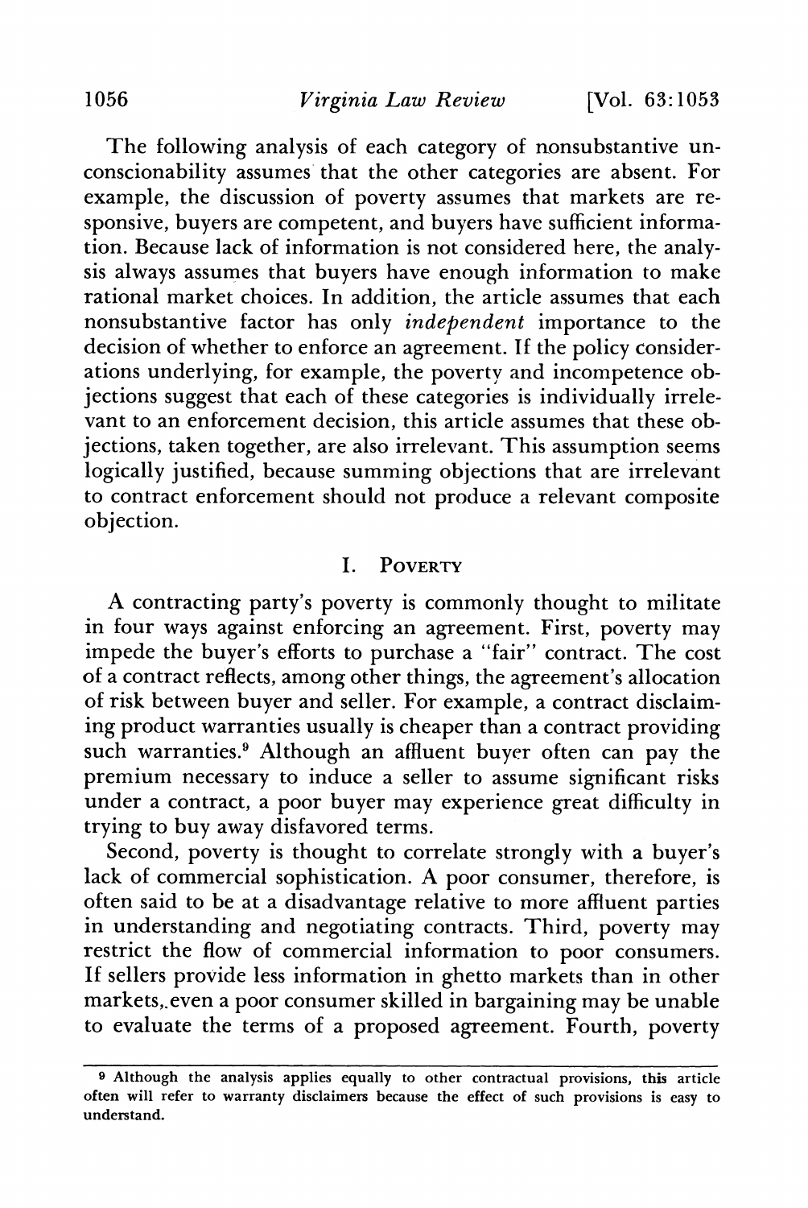The following analysis of each category of nonsubstantive unconscionability assumes that the other categories are absent. For example, the discussion of poverty assumes that markets are responsive, buyers are competent, and buyers have sufficient information. Because lack of information is not considered here, the analysis always assumes that buyers have enough information to make rational market choices. In addition, the article assumes that each nonsubstantive factor has only *independent* importance to the decision of whether to enforce an agreement. If the policy considerations underlying, for example, the poverty and incompetence objections suggest that each of these categories is individually irrelevant to an enforcement decision, this article assumes that these objections, taken together, are also irrelevant. This assumption seems logically justified, because summing objections that are irrelevant to contract enforcement should not produce a relevant composite objection.

## I. Poverty

A contracting party's poverty is commonly thought to militate in four ways against enforcing an agreement. First, poverty may impede the buyer's efforts to purchase a "fair" contract. The cost of a contract reflects, among other things, the agreement's allocation of risk between buyer and seller. For example, a contract disclaiming product warranties usually is cheaper than a contract providing such warranties.[9] Although an affluent buyer often can pay the premium necessary to induce a seller to assume significant risks under a contract, a poor buyer may experience great difficulty in trying to buy away disfavored terms.

Second, poverty is thought to correlate strongly with a buyer's lack of commercial sophistication. A poor consumer, therefore, is often said to be at a disadvantage relative to more affluent parties in understanding and negotiating contracts. Third, poverty may restrict the flow of commercial information to poor consumers. If sellers provide less information in ghetto markets than in other markets, even a poor consumer skilled in bargaining may be unable to evaluate the terms of a proposed agreement. Fourth, poverty

---

[9] Although the analysis applies equally to other contractual provisions, this article often will refer to warranty disclaimers because the effect of such provisions is easy to understand.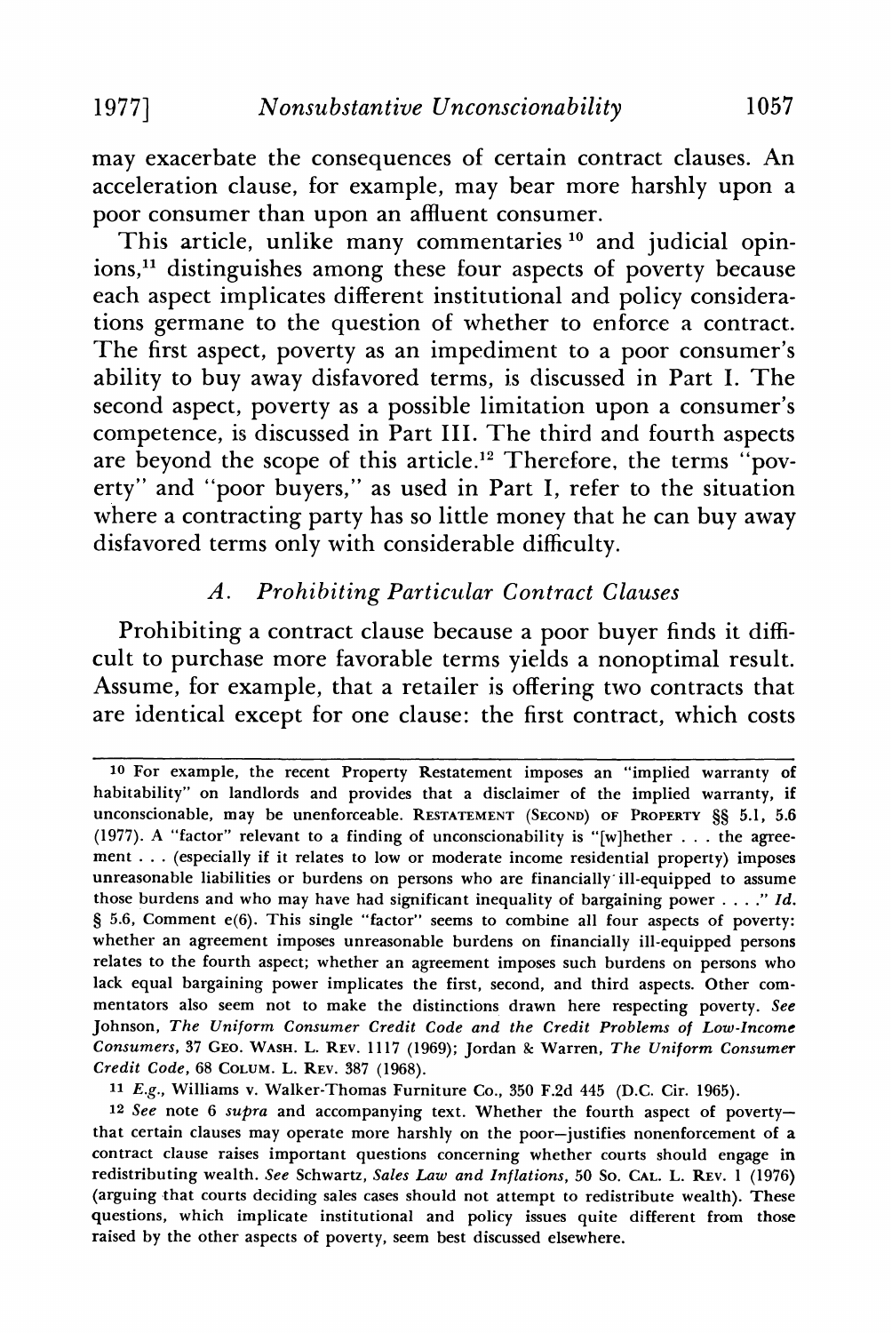may exacerbate the consequences of certain contract clauses. An acceleration clause, for example, may bear more harshly upon a poor consumer than upon an affluent consumer.

This article, unlike many commentaries[10] and judicial opinions,[11] distinguishes among these four aspects of poverty because each aspect implicates different institutional and policy considerations germane to the question of whether to enforce a contract. The first aspect, poverty as an impediment to a poor consumer's ability to buy away disfavored terms, is discussed in Part I. The second aspect, poverty as a possible limitation upon a consumer's competence, is discussed in Part III. The third and fourth aspects are beyond the scope of this article.[12] Therefore, the terms "poverty" and "poor buyers," as used in Part I, refer to the situation where a contracting party has so little money that he can buy away disfavored terms only with considerable difficulty.

### *A. Prohibiting Particular Contract Clauses*

Prohibiting a contract clause because a poor buyer finds it difficult to purchase more favorable terms yields a nonoptimal result. Assume, for example, that a retailer is offering two contracts that are identical except for one clause: the first contract, which costs

---

[10] For example, the recent Property Restatement imposes an "implied warranty of habitability" on landlords and provides that a disclaimer of the implied warranty, if unconscionable, may be unenforceable. RESTATEMENT (SECOND) OF PROPERTY §§ 5.1, 5.6 (1977). A "factor" relevant to a finding of unconscionability is "[w]hether . . . the agreement . . . (especially if it relates to low or moderate income residential property) imposes unreasonable liabilities or burdens on persons who are financially ill-equipped to assume those burdens and who may have had significant inequality of bargaining power . . . ." *Id.* § 5.6, Comment e(6). This single "factor" seems to combine all four aspects of poverty: whether an agreement imposes unreasonable burdens on financially ill-equipped persons relates to the fourth aspect; whether an agreement imposes such burdens on persons who lack equal bargaining power implicates the first, second, and third aspects. Other commentators also seem not to make the distinctions drawn here respecting poverty. *See* Johnson, *The Uniform Consumer Credit Code and the Credit Problems of Low-Income Consumers*, 37 GEO. WASH. L. REV. 1117 (1969); Jordan & Warren, *The Uniform Consumer Credit Code*, 68 COLUM. L. REV. 387 (1968).

[11] *E.g.*, Williams v. Walker-Thomas Furniture Co., 350 F.2d 445 (D.C. Cir. 1965).

[12] *See* note 6 *supra* and accompanying text. Whether the fourth aspect of poverty—that certain clauses may operate more harshly on the poor—justifies nonenforcement of a contract clause raises important questions concerning whether courts should engage in redistributing wealth. *See* Schwartz, *Sales Law and Inflations*, 50 So. CAL. L. REV. 1 (1976) (arguing that courts deciding sales cases should not attempt to redistribute wealth). These questions, which implicate institutional and policy issues quite different from those raised by the other aspects of poverty, seem best discussed elsewhere.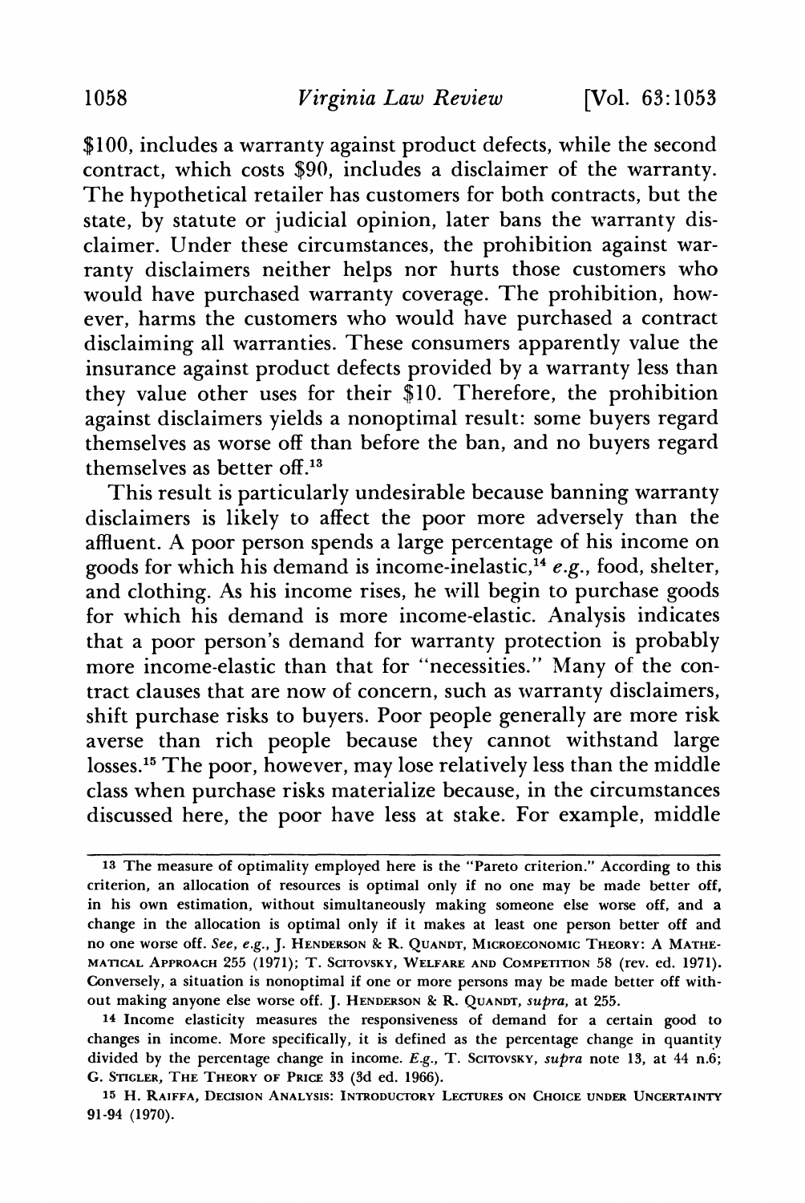$100, includes a warranty against product defects, while the second contract, which costs $90, includes a disclaimer of the warranty. The hypothetical retailer has customers for both contracts, but the state, by statute or judicial opinion, later bans the warranty disclaimer. Under these circumstances, the prohibition against warranty disclaimers neither helps nor hurts those customers who would have purchased warranty coverage. The prohibition, however, harms the customers who would have purchased a contract disclaiming all warranties. These consumers apparently value the insurance against product defects provided by a warranty less than they value other uses for their $10. Therefore, the prohibition against disclaimers yields a nonoptimal result: some buyers regard themselves as worse off than before the ban, and no buyers regard themselves as better off.[13]

This result is particularly undesirable because banning warranty disclaimers is likely to affect the poor more adversely than the affluent. A poor person spends a large percentage of his income on goods for which his demand is income-inelastic,[14] *e.g.*, food, shelter, and clothing. As his income rises, he will begin to purchase goods for which his demand is more income-elastic. Analysis indicates that a poor person's demand for warranty protection is probably more income-elastic than that for "necessities." Many of the contract clauses that are now of concern, such as warranty disclaimers, shift purchase risks to buyers. Poor people generally are more risk averse than rich people because they cannot withstand large losses.[15] The poor, however, may lose relatively less than the middle class when purchase risks materialize because, in the circumstances discussed here, the poor have less at stake. For example, middle

---

[13] The measure of optimality employed here is the "Pareto criterion." According to this criterion, an allocation of resources is optimal only if no one may be made better off, in his own estimation, without simultaneously making someone else worse off, and a change in the allocation is optimal only if it makes at least one person better off and no one worse off. *See, e.g.*, J. Henderson & R. Quandt, Microeconomic Theory: A Mathematical Approach 255 (1971); T. Scitovsky, Welfare and Competition 58 (rev. ed. 1971). Conversely, a situation is nonoptimal if one or more persons may be made better off without making anyone else worse off. J. Henderson & R. Quandt, *supra*, at 255.

[14] Income elasticity measures the responsiveness of demand for a certain good to changes in income. More specifically, it is defined as the percentage change in quantity divided by the percentage change in income. *E.g.*, T. Scitovsky, *supra* note 13, at 44 n.6; G. Stigler, The Theory of Price 33 (3d ed. 1966).

[15] H. Raiffa, Decision Analysis: Introductory Lectures on Choice under Uncertainty 91-94 (1970).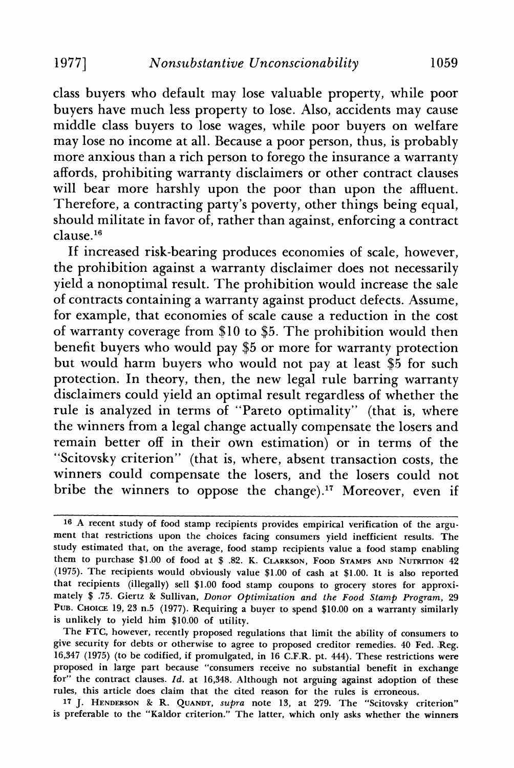class buyers who default may lose valuable property, while poor buyers have much less property to lose. Also, accidents may cause middle class buyers to lose wages, while poor buyers on welfare may lose no income at all. Because a poor person, thus, is probably more anxious than a rich person to forego the insurance a warranty affords, prohibiting warranty disclaimers or other contract clauses will bear more harshly upon the poor than upon the affluent. Therefore, a contracting party's poverty, other things being equal, should militate in favor of, rather than against, enforcing a contract clause.[16]

If increased risk-bearing produces economies of scale, however, the prohibition against a warranty disclaimer does not necessarily yield a nonoptimal result. The prohibition would increase the sale of contracts containing a warranty against product defects. Assume, for example, that economies of scale cause a reduction in the cost of warranty coverage from $10 to $5. The prohibition would then benefit buyers who would pay $5 or more for warranty protection but would harm buyers who would not pay at least $5 for such protection. In theory, then, the new legal rule barring warranty disclaimers could yield an optimal result regardless of whether the rule is analyzed in terms of "Pareto optimality" (that is, where the winners from a legal change actually compensate the losers and remain better off in their own estimation) or in terms of the "Scitovsky criterion" (that is, where, absent transaction costs, the winners could compensate the losers, and the losers could not bribe the winners to oppose the change).[17] Moreover, even if

---

[16] A recent study of food stamp recipients provides empirical verification of the argument that restrictions upon the choices facing consumers yield inefficient results. The study estimated that, on the average, food stamp recipients value a food stamp enabling them to purchase $1.00 of food at $ .82. K. CLARKSON, FOOD STAMPS AND NUTRITION 42 (1975). The recipients would obviously value $1.00 of cash at $1.00. It is also reported that recipients (illegally) sell $1.00 food stamp coupons to grocery stores for approximately $ .75. Giertz & Sullivan, *Donor Optimization and the Food Stamp Program*, 29 PUB. CHOICE 19, 23 n.5 (1977). Requiring a buyer to spend $10.00 on a warranty similarly is unlikely to yield him $10.00 of utility.

The FTC, however, recently proposed regulations that limit the ability of consumers to give security for debts or otherwise to agree to proposed creditor remedies. 40 Fed. Reg. 16,347 (1975) (to be codified, if promulgated, in 16 C.F.R. pt. 444). These restrictions were proposed in large part because "consumers receive no substantial benefit in exchange for" the contract clauses. *Id.* at 16,348. Although not arguing against adoption of these rules, this article does claim that the cited reason for the rules is erroneous.

[17] J. HENDERSON & R. QUANDT, *supra* note 13, at 279. The "Scitovsky criterion" is preferable to the "Kaldor criterion." The latter, which only asks whether the winners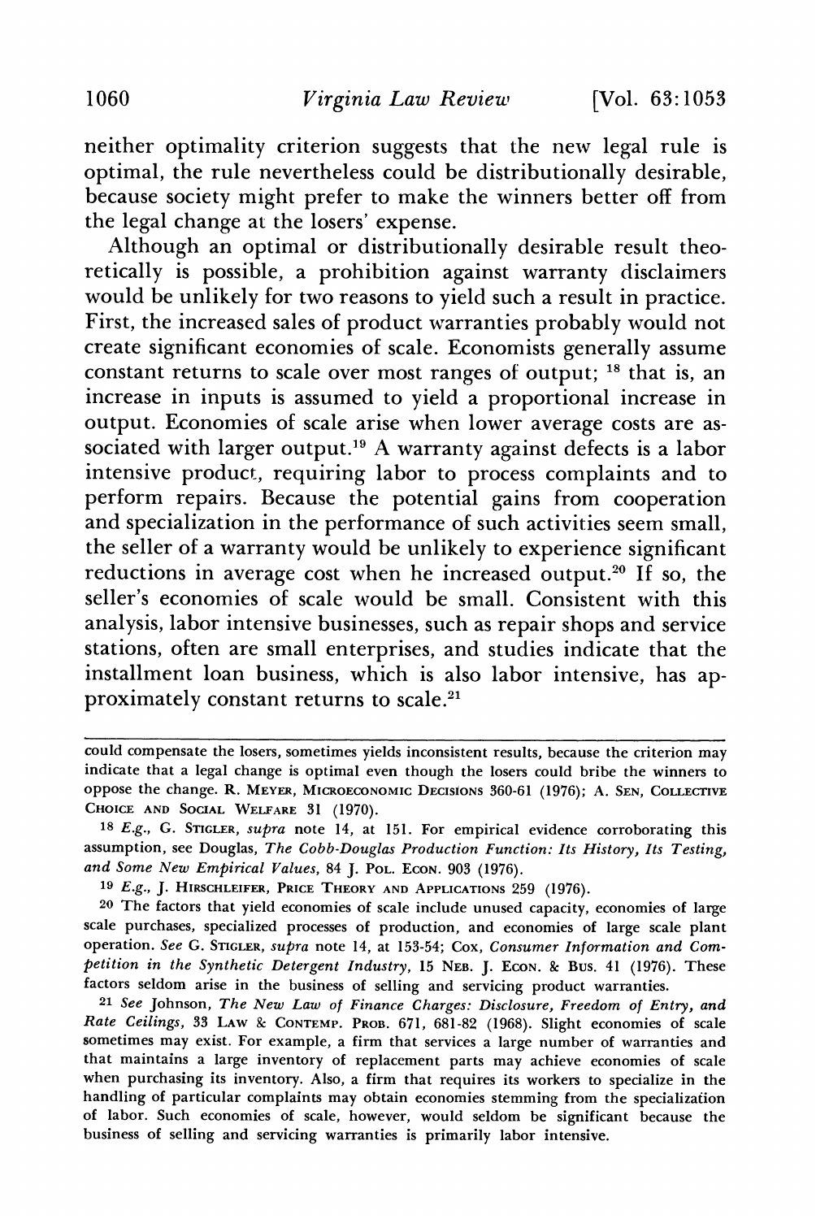neither optimality criterion suggests that the new legal rule is optimal, the rule nevertheless could be distributionally desirable, because society might prefer to make the winners better off from the legal change at the losers' expense.

Although an optimal or distributionally desirable result theoretically is possible, a prohibition against warranty disclaimers would be unlikely for two reasons to yield such a result in practice. First, the increased sales of product warranties probably would not create significant economies of scale. Economists generally assume constant returns to scale over most ranges of output; [18] that is, an increase in inputs is assumed to yield a proportional increase in output. Economies of scale arise when lower average costs are associated with larger output.[19] A warranty against defects is a labor intensive product, requiring labor to process complaints and to perform repairs. Because the potential gains from cooperation and specialization in the performance of such activities seem small, the seller of a warranty would be unlikely to experience significant reductions in average cost when he increased output.[20] If so, the seller's economies of scale would be small. Consistent with this analysis, labor intensive businesses, such as repair shops and service stations, often are small enterprises, and studies indicate that the installment loan business, which is also labor intensive, has approximately constant returns to scale.[21]

---

could compensate the losers, sometimes yields inconsistent results, because the criterion may indicate that a legal change is optimal even though the losers could bribe the winners to oppose the change. R. Meyer, Microeconomic Decisions 360-61 (1976); A. Sen, Collective Choice and Social Welfare 31 (1970).

[18] *E.g.*, G. Stigler, *supra* note 14, at 151. For empirical evidence corroborating this assumption, see Douglas, *The Cobb-Douglas Production Function: Its History, Its Testing, and Some New Empirical Values*, 84 J. Pol. Econ. 903 (1976).

[19] *E.g.*, J. Hirschleifer, Price Theory and Applications 259 (1976).

[20] The factors that yield economies of scale include unused capacity, economies of large scale purchases, specialized processes of production, and economies of large scale plant operation. *See* G. Stigler, *supra* note 14, at 153-54; Cox, *Consumer Information and Competition in the Synthetic Detergent Industry*, 15 Neb. J. Econ. & Bus. 41 (1976). These factors seldom arise in the business of selling and servicing product warranties.

[21] *See* Johnson, *The New Law of Finance Charges: Disclosure, Freedom of Entry, and Rate Ceilings*, 33 Law & Contemp. Prob. 671, 681-82 (1968). Slight economies of scale sometimes may exist. For example, a firm that services a large number of warranties and that maintains a large inventory of replacement parts may achieve economies of scale when purchasing its inventory. Also, a firm that requires its workers to specialize in the handling of particular complaints may obtain economies stemming from the specialization of labor. Such economies of scale, however, would seldom be significant because the business of selling and servicing warranties is primarily labor intensive.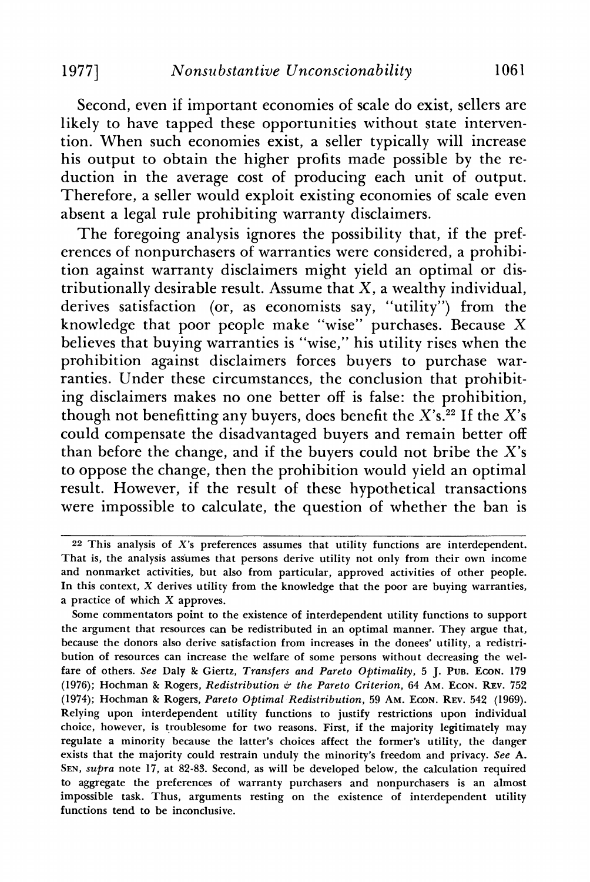Second, even if important economies of scale do exist, sellers are likely to have tapped these opportunities without state intervention. When such economies exist, a seller typically will increase his output to obtain the higher profits made possible by the reduction in the average cost of producing each unit of output. Therefore, a seller would exploit existing economies of scale even absent a legal rule prohibiting warranty disclaimers.

The foregoing analysis ignores the possibility that, if the preferences of nonpurchasers of warranties were considered, a prohibition against warranty disclaimers might yield an optimal or distributionally desirable result. Assume that *X*, a wealthy individual, derives satisfaction (or, as economists say, "utility") from the knowledge that poor people make "wise" purchases. Because *X* believes that buying warranties is "wise," his utility rises when the prohibition against disclaimers forces buyers to purchase warranties. Under these circumstances, the conclusion that prohibiting disclaimers makes no one better off is false: the prohibition, though not benefitting any buyers, does benefit the *X*'s.[22] If the *X*'s could compensate the disadvantaged buyers and remain better off than before the change, and if the buyers could not bribe the *X*'s to oppose the change, then the prohibition would yield an optimal result. However, if the result of these hypothetical transactions were impossible to calculate, the question of whether the ban is

---

[22] This analysis of *X*'s preferences assumes that utility functions are interdependent. That is, the analysis assumes that persons derive utility not only from their own income and nonmarket activities, but also from particular, approved activities of other people. In this context, *X* derives utility from the knowledge that the poor are buying warranties, a practice of which *X* approves.

Some commentators point to the existence of interdependent utility functions to support the argument that resources can be redistributed in an optimal manner. They argue that, because the donors also derive satisfaction from increases in the donees' utility, a redistribution of resources can increase the welfare of some persons without decreasing the welfare of others. *See* Daly & Giertz, *Transfers and Pareto Optimality*, 5 J. PUB. ECON. 179 (1976); Hochman & Rogers, *Redistribution & the Pareto Criterion*, 64 AM. ECON. REV. 752 (1974); Hochman & Rogers, *Pareto Optimal Redistribution*, 59 AM. ECON. REV. 542 (1969). Relying upon interdependent utility functions to justify restrictions upon individual choice, however, is troublesome for two reasons. First, if the majority legitimately may regulate a minority because the latter's choices affect the former's utility, the danger exists that the majority could restrain unduly the minority's freedom and privacy. *See* A. SEN, *supra* note 17, at 82-83. Second, as will be developed below, the calculation required to aggregate the preferences of warranty purchasers and nonpurchasers is an almost impossible task. Thus, arguments resting on the existence of interdependent utility functions tend to be inconclusive.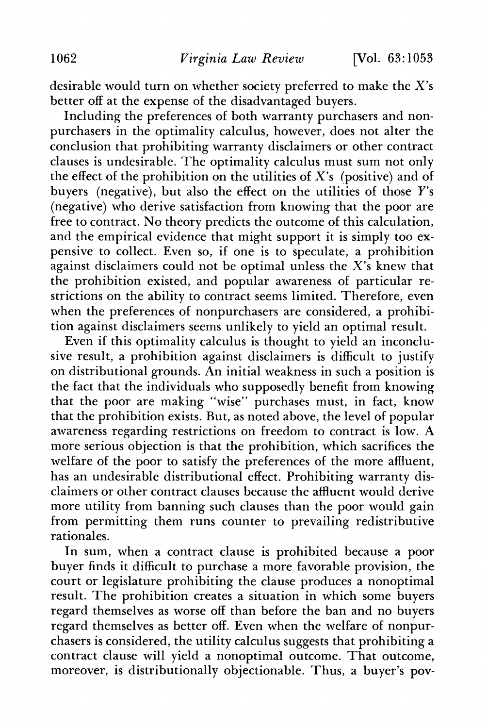desirable would turn on whether society preferred to make the *X*'s better off at the expense of the disadvantaged buyers.

Including the preferences of both warranty purchasers and nonpurchasers in the optimality calculus, however, does not alter the conclusion that prohibiting warranty disclaimers or other contract clauses is undesirable. The optimality calculus must sum not only the effect of the prohibition on the utilities of *X*'s (positive) and of buyers (negative), but also the effect on the utilities of those *Y*'s (negative) who derive satisfaction from knowing that the poor are free to contract. No theory predicts the outcome of this calculation, and the empirical evidence that might support it is simply too expensive to collect. Even so, if one is to speculate, a prohibition against disclaimers could not be optimal unless the *X*'s knew that the prohibition existed, and popular awareness of particular restrictions on the ability to contract seems limited. Therefore, even when the preferences of nonpurchasers are considered, a prohibition against disclaimers seems unlikely to yield an optimal result.

Even if this optimality calculus is thought to yield an inconclusive result, a prohibition against disclaimers is difficult to justify on distributional grounds. An initial weakness in such a position is the fact that the individuals who supposedly benefit from knowing that the poor are making "wise" purchases must, in fact, know that the prohibition exists. But, as noted above, the level of popular awareness regarding restrictions on freedom to contract is low. A more serious objection is that the prohibition, which sacrifices the welfare of the poor to satisfy the preferences of the more affluent, has an undesirable distributional effect. Prohibiting warranty disclaimers or other contract clauses because the affluent would derive more utility from banning such clauses than the poor would gain from permitting them runs counter to prevailing redistributive rationales.

In sum, when a contract clause is prohibited because a poor buyer finds it difficult to purchase a more favorable provision, the court or legislature prohibiting the clause produces a nonoptimal result. The prohibition creates a situation in which some buyers regard themselves as worse off than before the ban and no buyers regard themselves as better off. Even when the welfare of nonpurchasers is considered, the utility calculus suggests that prohibiting a contract clause will yield a nonoptimal outcome. That outcome, moreover, is distributionally objectionable. Thus, a buyer's pov-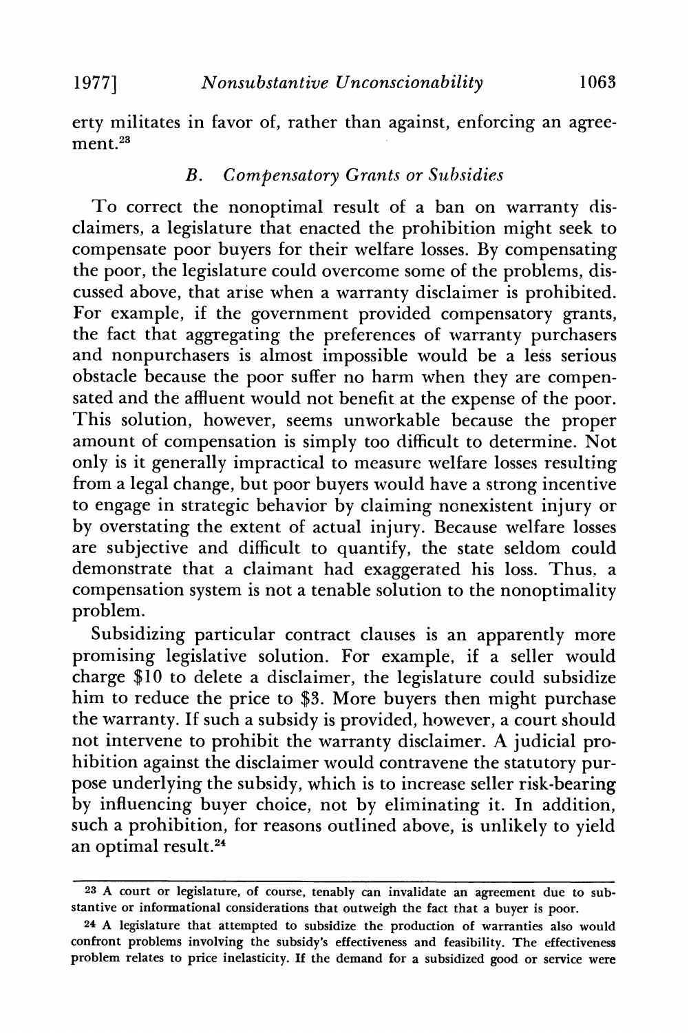erty militates in favor of, rather than against, enforcing an agreement.[23]

### B. *Compensatory Grants or Subsidies*

To correct the nonoptimal result of a ban on warranty disclaimers, a legislature that enacted the prohibition might seek to compensate poor buyers for their welfare losses. By compensating the poor, the legislature could overcome some of the problems, discussed above, that arise when a warranty disclaimer is prohibited. For example, if the government provided compensatory grants, the fact that aggregating the preferences of warranty purchasers and nonpurchasers is almost impossible would be a less serious obstacle because the poor suffer no harm when they are compensated and the affluent would not benefit at the expense of the poor. This solution, however, seems unworkable because the proper amount of compensation is simply too difficult to determine. Not only is it generally impractical to measure welfare losses resulting from a legal change, but poor buyers would have a strong incentive to engage in strategic behavior by claiming nonexistent injury or by overstating the extent of actual injury. Because welfare losses are subjective and difficult to quantify, the state seldom could demonstrate that a claimant had exaggerated his loss. Thus, a compensation system is not a tenable solution to the nonoptimality problem.

Subsidizing particular contract clauses is an apparently more promising legislative solution. For example, if a seller would charge $10 to delete a disclaimer, the legislature could subsidize him to reduce the price to $3. More buyers then might purchase the warranty. If such a subsidy is provided, however, a court should not intervene to prohibit the warranty disclaimer. A judicial prohibition against the disclaimer would contravene the statutory purpose underlying the subsidy, which is to increase seller risk-bearing by influencing buyer choice, not by eliminating it. In addition, such a prohibition, for reasons outlined above, is unlikely to yield an optimal result.[24]

---

[23] A court or legislature, of course, tenably can invalidate an agreement due to substantive or informational considerations that outweigh the fact that a buyer is poor.

[24] A legislature that attempted to subsidize the production of warranties also would confront problems involving the subsidy's effectiveness and feasibility. The effectiveness problem relates to price inelasticity. If the demand for a subsidized good or service were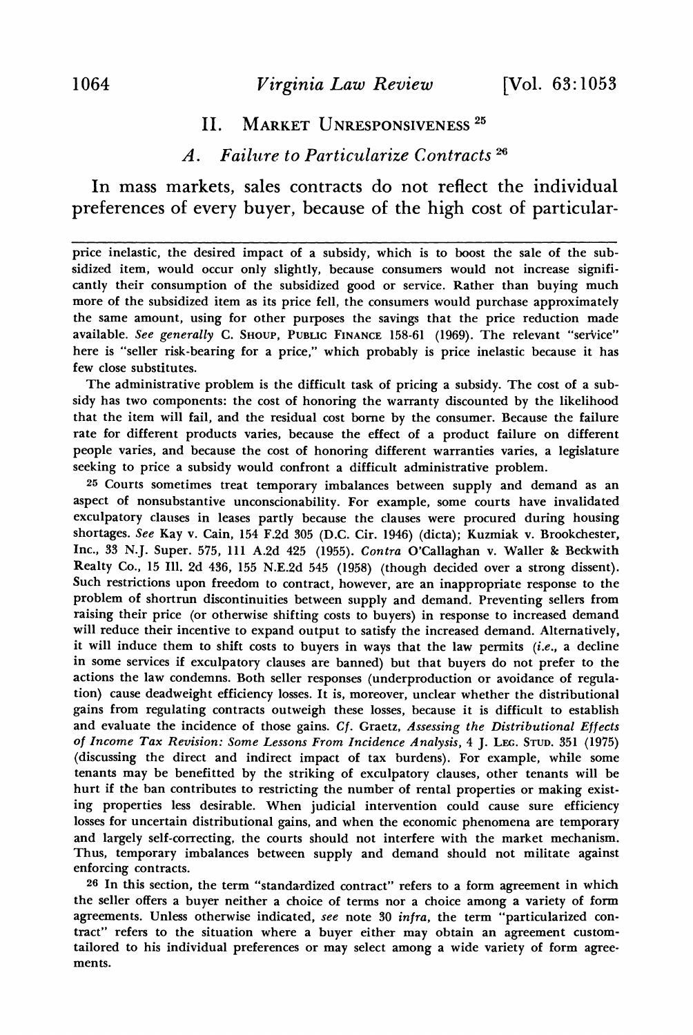## II. Market Unresponsiveness [25]

### A. Failure to Particularize Contracts [26]

In mass markets, sales contracts do not reflect the individual preferences of every buyer, because of the high cost of particular-

---

price inelastic, the desired impact of a subsidy, which is to boost the sale of the subsidized item, would occur only slightly, because consumers would not increase significantly their consumption of the subsidized good or service. Rather than buying much more of the subsidized item as its price fell, the consumers would purchase approximately the same amount, using for other purposes the savings that the price reduction made available. *See generally* C. Shoup, Public Finance 158-61 (1969). The relevant "service" here is "seller risk-bearing for a price," which probably is price inelastic because it has few close substitutes.

The administrative problem is the difficult task of pricing a subsidy. The cost of a subsidy has two components: the cost of honoring the warranty discounted by the likelihood that the item will fail, and the residual cost borne by the consumer. Because the failure rate for different products varies, because the effect of a product failure on different people varies, and because the cost of honoring different warranties varies, a legislature seeking to price a subsidy would confront a difficult administrative problem.

[25] Courts sometimes treat temporary imbalances between supply and demand as an aspect of nonsubstantive unconscionability. For example, some courts have invalidated exculpatory clauses in leases partly because the clauses were procured during housing shortages. *See* Kay v. Cain, 154 F.2d 305 (D.C. Cir. 1946) (dicta); Kuzmiak v. Brookchester, Inc., 33 N.J. Super. 575, 111 A.2d 425 (1955). *Contra* O'Callaghan v. Waller & Beckwith Realty Co., 15 Ill. 2d 436, 155 N.E.2d 545 (1958) (though decided over a strong dissent). Such restrictions upon freedom to contract, however, are an inappropriate response to the problem of shortrun discontinuities between supply and demand. Preventing sellers from raising their price (or otherwise shifting costs to buyers) in response to increased demand will reduce their incentive to expand output to satisfy the increased demand. Alternatively, it will induce them to shift costs to buyers in ways that the law permits (*i.e.*, a decline in some services if exculpatory clauses are banned) but that buyers do not prefer to the actions the law condemns. Both seller responses (underproduction or avoidance of regulation) cause deadweight efficiency losses. It is, moreover, unclear whether the distributional gains from regulating contracts outweigh these losses, because it is difficult to establish and evaluate the incidence of those gains. *Cf.* Graetz, *Assessing the Distributional Effects of Income Tax Revision: Some Lessons From Incidence Analysis*, 4 J. Leg. Stud. 351 (1975) (discussing the direct and indirect impact of tax burdens). For example, while some tenants may be benefitted by the striking of exculpatory clauses, other tenants will be hurt if the ban contributes to restricting the number of rental properties or making existing properties less desirable. When judicial intervention could cause sure efficiency losses for uncertain distributional gains, and when the economic phenomena are temporary and largely self-correcting, the courts should not interfere with the market mechanism. Thus, temporary imbalances between supply and demand should not militate against enforcing contracts.

[26] In this section, the term "standardized contract" refers to a form agreement in which the seller offers a buyer neither a choice of terms nor a choice among a variety of form agreements. Unless otherwise indicated, *see* note 30 *infra*, the term "particularized contract" refers to the situation where a buyer either may obtain an agreement custom-tailored to his individual preferences or may select among a wide variety of form agreements.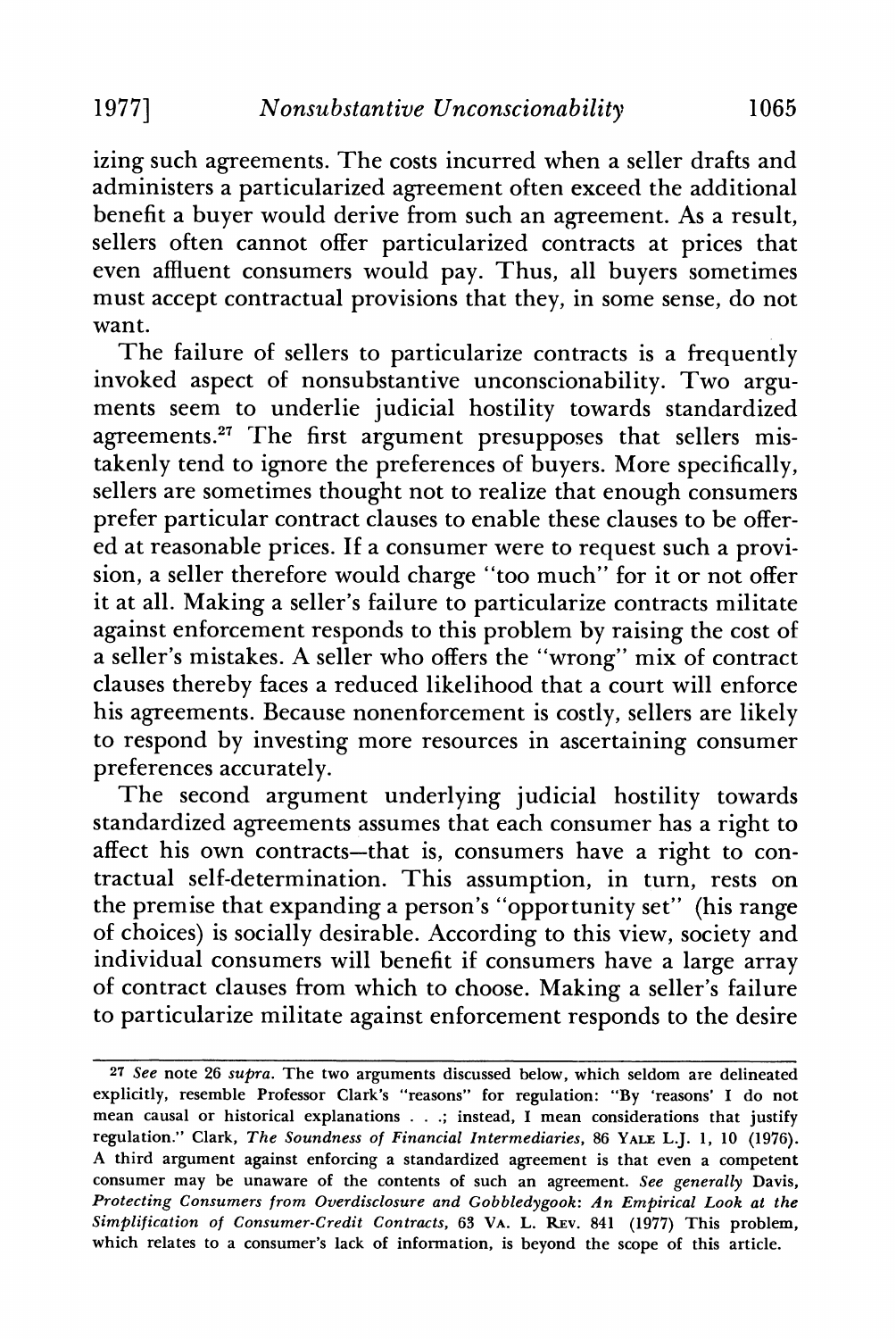izing such agreements. The costs incurred when a seller drafts and administers a particularized agreement often exceed the additional benefit a buyer would derive from such an agreement. As a result, sellers often cannot offer particularized contracts at prices that even affluent consumers would pay. Thus, all buyers sometimes must accept contractual provisions that they, in some sense, do not want.

The failure of sellers to particularize contracts is a frequently invoked aspect of nonsubstantive unconscionability. Two arguments seem to underlie judicial hostility towards standardized agreements.[27] The first argument presupposes that sellers mistakenly tend to ignore the preferences of buyers. More specifically, sellers are sometimes thought not to realize that enough consumers prefer particular contract clauses to enable these clauses to be offered at reasonable prices. If a consumer were to request such a provision, a seller therefore would charge "too much" for it or not offer it at all. Making a seller's failure to particularize contracts militate against enforcement responds to this problem by raising the cost of a seller's mistakes. A seller who offers the "wrong" mix of contract clauses thereby faces a reduced likelihood that a court will enforce his agreements. Because nonenforcement is costly, sellers are likely to respond by investing more resources in ascertaining consumer preferences accurately.

The second argument underlying judicial hostility towards standardized agreements assumes that each consumer has a right to affect his own contracts—that is, consumers have a right to contractual self-determination. This assumption, in turn, rests on the premise that expanding a person's "opportunity set" (his range of choices) is socially desirable. According to this view, society and individual consumers will benefit if consumers have a large array of contract clauses from which to choose. Making a seller's failure to particularize militate against enforcement responds to the desire

---

[27] *See* note 26 *supra*. The two arguments discussed below, which seldom are delineated explicitly, resemble Professor Clark's "reasons" for regulation: "By 'reasons' I do not mean causal or historical explanations . . .; instead, I mean considerations that justify regulation." Clark, *The Soundness of Financial Intermediaries*, 86 YALE L.J. 1, 10 (1976). A third argument against enforcing a standardized agreement is that even a competent consumer may be unaware of the contents of such an agreement. *See generally* Davis, *Protecting Consumers from Overdisclosure and Gobbledygook: An Empirical Look at the Simplification of Consumer-Credit Contracts*, 63 VA. L. REV. 841 (1977) This problem, which relates to a consumer's lack of information, is beyond the scope of this article.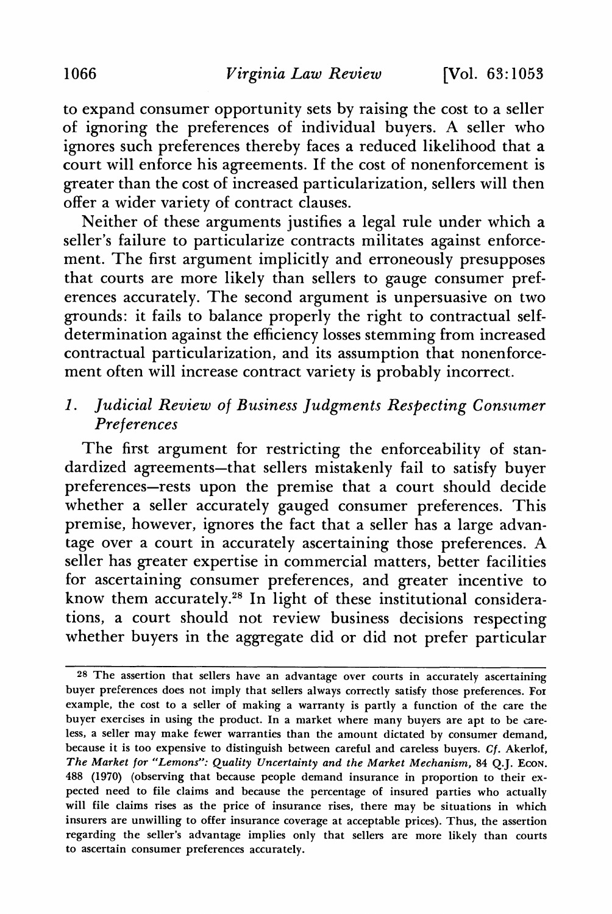to expand consumer opportunity sets by raising the cost to a seller of ignoring the preferences of individual buyers. A seller who ignores such preferences thereby faces a reduced likelihood that a court will enforce his agreements. If the cost of nonenforcement is greater than the cost of increased particularization, sellers will then offer a wider variety of contract clauses.

Neither of these arguments justifies a legal rule under which a seller's failure to particularize contracts militates against enforcement. The first argument implicitly and erroneously presupposes that courts are more likely than sellers to gauge consumer preferences accurately. The second argument is unpersuasive on two grounds: it fails to balance properly the right to contractual self-determination against the efficiency losses stemming from increased contractual particularization, and its assumption that nonenforcement often will increase contract variety is probably incorrect.

### 1. *Judicial Review of Business Judgments Respecting Consumer Preferences*

The first argument for restricting the enforceability of standardized agreements—that sellers mistakenly fail to satisfy buyer preferences—rests upon the premise that a court should decide whether a seller accurately gauged consumer preferences. This premise, however, ignores the fact that a seller has a large advantage over a court in accurately ascertaining those preferences. A seller has greater expertise in commercial matters, better facilities for ascertaining consumer preferences, and greater incentive to know them accurately.[28] In light of these institutional considerations, a court should not review business decisions respecting whether buyers in the aggregate did or did not prefer particular

---

[28] The assertion that sellers have an advantage over courts in accurately ascertaining buyer preferences does not imply that sellers always correctly satisfy those preferences. For example, the cost to a seller of making a warranty is partly a function of the care the buyer exercises in using the product. In a market where many buyers are apt to be careless, a seller may make fewer warranties than the amount dictated by consumer demand, because it is too expensive to distinguish between careful and careless buyers. *Cf.* Akerlof, *The Market for "Lemons": Quality Uncertainty and the Market Mechanism*, 84 Q.J. ECON. 488 (1970) (observing that because people demand insurance in proportion to their expected need to file claims and because the percentage of insured parties who actually will file claims rises as the price of insurance rises, there may be situations in which insurers are unwilling to offer insurance coverage at acceptable prices). Thus, the assertion regarding the seller's advantage implies only that sellers are more likely than courts to ascertain consumer preferences accurately.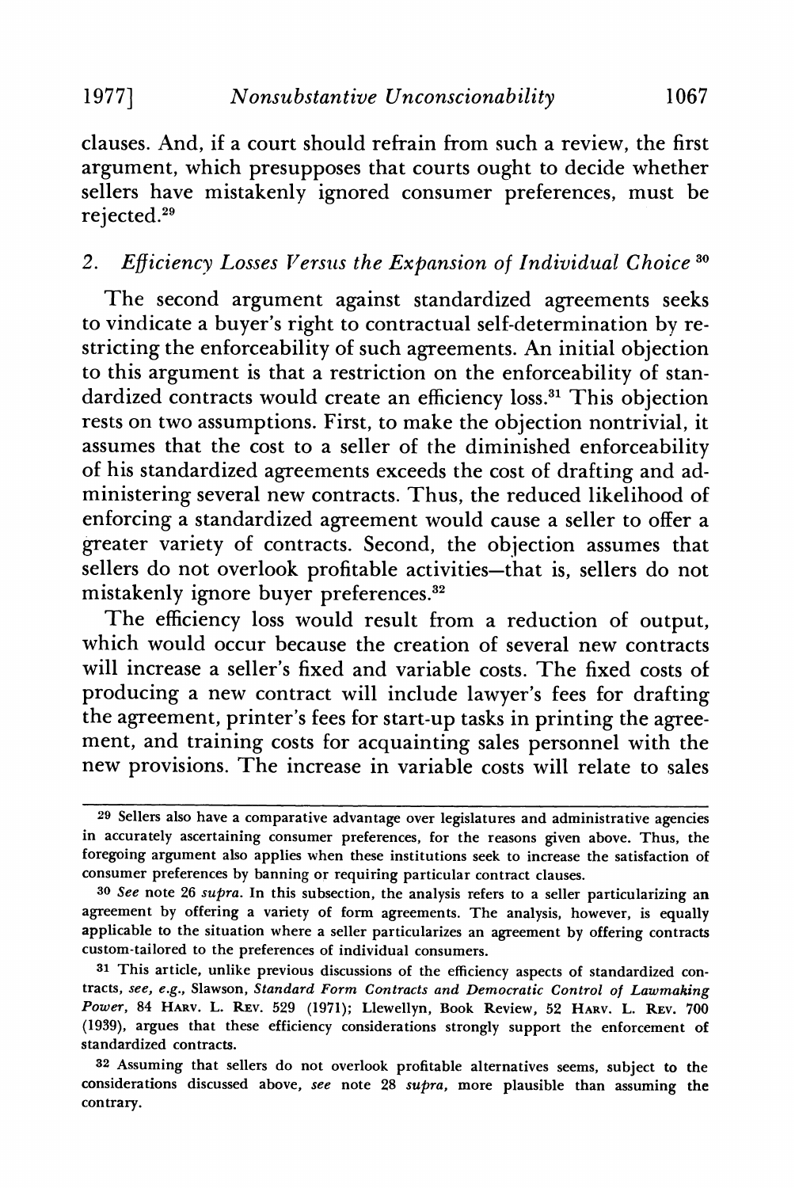clauses. And, if a court should refrain from such a review, the first argument, which presupposes that courts ought to decide whether sellers have mistakenly ignored consumer preferences, must be rejected.[29]

## 2. *Efficiency Losses Versus the Expansion of Individual Choice*[30]

The second argument against standardized agreements seeks to vindicate a buyer's right to contractual self-determination by restricting the enforceability of such agreements. An initial objection to this argument is that a restriction on the enforceability of standardized contracts would create an efficiency loss.[31] This objection rests on two assumptions. First, to make the objection nontrivial, it assumes that the cost to a seller of the diminished enforceability of his standardized agreements exceeds the cost of drafting and administering several new contracts. Thus, the reduced likelihood of enforcing a standardized agreement would cause a seller to offer a greater variety of contracts. Second, the objection assumes that sellers do not overlook profitable activities—that is, sellers do not mistakenly ignore buyer preferences.[32]

The efficiency loss would result from a reduction of output, which would occur because the creation of several new contracts will increase a seller's fixed and variable costs. The fixed costs of producing a new contract will include lawyer's fees for drafting the agreement, printer's fees for start-up tasks in printing the agreement, and training costs for acquainting sales personnel with the new provisions. The increase in variable costs will relate to sales

---

[29] Sellers also have a comparative advantage over legislatures and administrative agencies in accurately ascertaining consumer preferences, for the reasons given above. Thus, the foregoing argument also applies when these institutions seek to increase the satisfaction of consumer preferences by banning or requiring particular contract clauses.

[30] *See* note 26 *supra*. In this subsection, the analysis refers to a seller particularizing an agreement by offering a variety of form agreements. The analysis, however, is equally applicable to the situation where a seller particularizes an agreement by offering contracts custom-tailored to the preferences of individual consumers.

[31] This article, unlike previous discussions of the efficiency aspects of standardized contracts, *see, e.g.*, Slawson, *Standard Form Contracts and Democratic Control of Lawmaking Power*, 84 HARV. L. REV. 529 (1971); Llewellyn, Book Review, 52 HARV. L. REV. 700 (1939), argues that these efficiency considerations strongly support the enforcement of standardized contracts.

[32] Assuming that sellers do not overlook profitable alternatives seems, subject to the considerations discussed above, *see* note 28 *supra*, more plausible than assuming the contrary.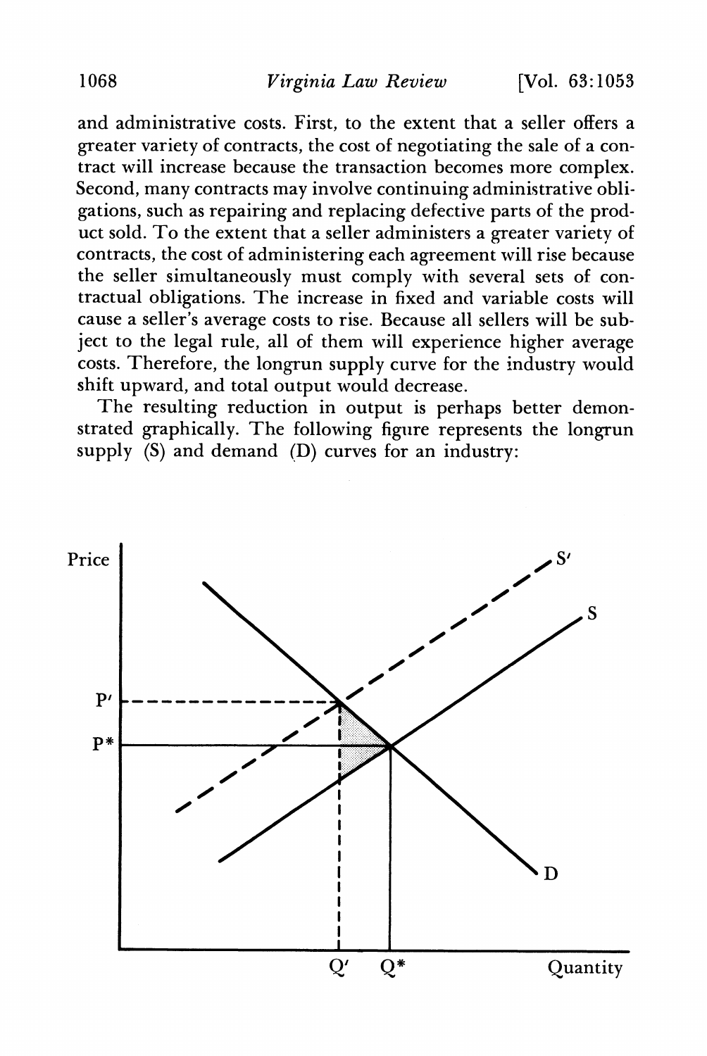and administrative costs. First, to the extent that a seller offers a greater variety of contracts, the cost of negotiating the sale of a contract will increase because the transaction becomes more complex. Second, many contracts may involve continuing administrative obligations, such as repairing and replacing defective parts of the product sold. To the extent that a seller administers a greater variety of contracts, the cost of administering each agreement will rise because the seller simultaneously must comply with several sets of contractual obligations. The increase in fixed and variable costs will cause a seller's average costs to rise. Because all sellers will be subject to the legal rule, all of them will experience higher average costs. Therefore, the longrun supply curve for the industry would shift upward, and total output would decrease.

The resulting reduction in output is perhaps better demonstrated graphically. The following figure represents the longrun supply (S) and demand (D) curves for an industry: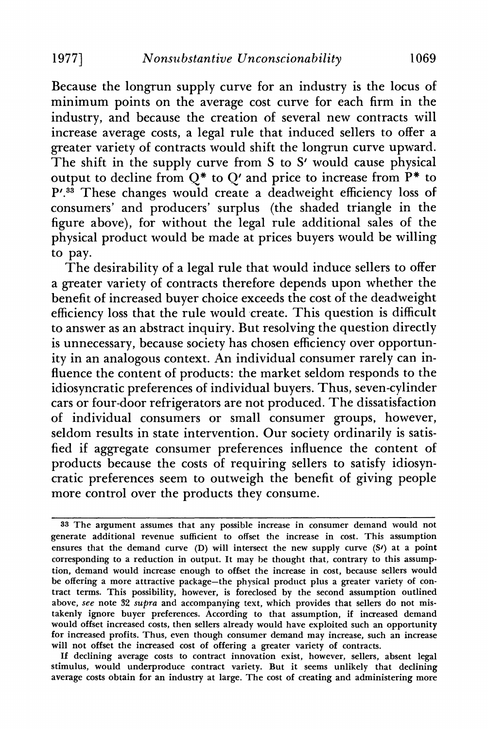Because the longrun supply curve for an industry is the locus of minimum points on the average cost curve for each firm in the industry, and because the creation of several new contracts will increase average costs, a legal rule that induced sellers to offer a greater variety of contracts would shift the longrun curve upward. The shift in the supply curve from S to S′ would cause physical output to decline from Q* to Q′ and price to increase from P* to P′.[33] These changes would create a deadweight efficiency loss of consumers' and producers' surplus (the shaded triangle in the figure above), for without the legal rule additional sales of the physical product would be made at prices buyers would be willing to pay.

The desirability of a legal rule that would induce sellers to offer a greater variety of contracts therefore depends upon whether the benefit of increased buyer choice exceeds the cost of the deadweight efficiency loss that the rule would create. This question is difficult to answer as an abstract inquiry. But resolving the question directly is unnecessary, because society has chosen efficiency over opportunity in an analogous context. An individual consumer rarely can influence the content of products: the market seldom responds to the idiosyncratic preferences of individual buyers. Thus, seven-cylinder cars or four-door refrigerators are not produced. The dissatisfaction of individual consumers or small consumer groups, however, seldom results in state intervention. Our society ordinarily is satisfied if aggregate consumer preferences influence the content of products because the costs of requiring sellers to satisfy idiosyncratic preferences seem to outweigh the benefit of giving people more control over the products they consume.

---

[33] The argument assumes that any possible increase in consumer demand would not generate additional revenue sufficient to offset the increase in cost. This assumption ensures that the demand curve (D) will intersect the new supply curve (S′) at a point corresponding to a reduction in output. It may be thought that, contrary to this assumption, demand would increase enough to offset the increase in cost, because sellers would be offering a more attractive package—the physical product plus a greater variety of contract terms. This possibility, however, is foreclosed by the second assumption outlined above, *see* note 32 *supra* and accompanying text, which provides that sellers do not mistakenly ignore buyer preferences. According to that assumption, if increased demand would offset increased costs, then sellers already would have exploited such an opportunity for increased profits. Thus, even though consumer demand may increase, such an increase will not offset the increased cost of offering a greater variety of contracts.

If declining average costs to contract innovation exist, however, sellers, absent legal stimulus, would underproduce contract variety. But it seems unlikely that declining average costs obtain for an industry at large. The cost of creating and administering more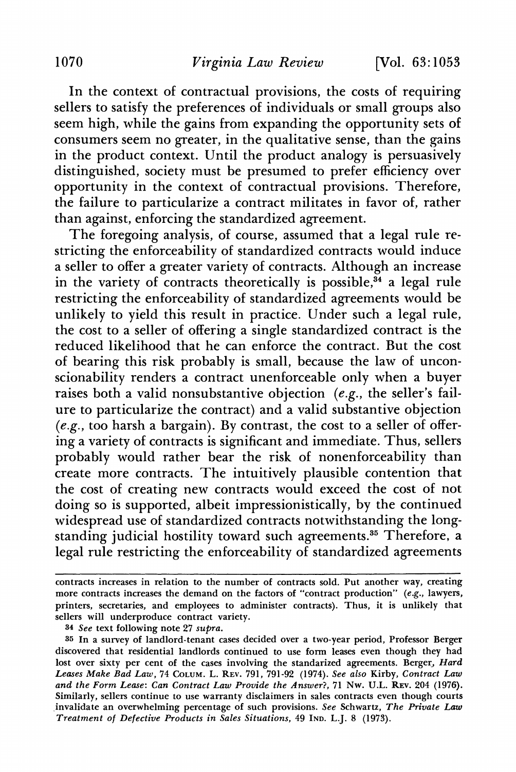In the context of contractual provisions, the costs of requiring sellers to satisfy the preferences of individuals or small groups also seem high, while the gains from expanding the opportunity sets of consumers seem no greater, in the qualitative sense, than the gains in the product context. Until the product analogy is persuasively distinguished, society must be presumed to prefer efficiency over opportunity in the context of contractual provisions. Therefore, the failure to particularize a contract militates in favor of, rather than against, enforcing the standardized agreement.

The foregoing analysis, of course, assumed that a legal rule restricting the enforceability of standardized contracts would induce a seller to offer a greater variety of contracts. Although an increase in the variety of contracts theoretically is possible,[34] a legal rule restricting the enforceability of standardized agreements would be unlikely to yield this result in practice. Under such a legal rule, the cost to a seller of offering a single standardized contract is the reduced likelihood that he can enforce the contract. But the cost of bearing this risk probably is small, because the law of unconscionability renders a contract unenforceable only when a buyer raises both a valid nonsubstantive objection (*e.g.*, the seller's failure to particularize the contract) and a valid substantive objection (*e.g.*, too harsh a bargain). By contrast, the cost to a seller of offering a variety of contracts is significant and immediate. Thus, sellers probably would rather bear the risk of nonenforceability than create more contracts. The intuitively plausible contention that the cost of creating new contracts would exceed the cost of not doing so is supported, albeit impressionistically, by the continued widespread use of standardized contracts notwithstanding the longstanding judicial hostility toward such agreements.[35] Therefore, a legal rule restricting the enforceability of standardized agreements

---

contracts increases in relation to the number of contracts sold. Put another way, creating more contracts increases the demand on the factors of "contract production" (*e.g.*, lawyers, printers, secretaries, and employees to administer contracts). Thus, it is unlikely that sellers will underproduce contract variety.

[34] *See* text following note 27 *supra*.

[35] In a survey of landlord-tenant cases decided over a two-year period, Professor Berger discovered that residential landlords continued to use form leases even though they had lost over sixty per cent of the cases involving the standarized agreements. Berger, *Hard Leases Make Bad Law*, 74 COLUM. L. REV. 791, 791-92 (1974). *See also* Kirby, *Contract Law and the Form Lease: Can Contract Law Provide the Answer?*, 71 NW. U.L. REV. 204 (1976). Similarly, sellers continue to use warranty disclaimers in sales contracts even though courts invalidate an overwhelming percentage of such provisions. *See* Schwartz, *The Private Law Treatment of Defective Products in Sales Situations*, 49 IND. L.J. 8 (1973).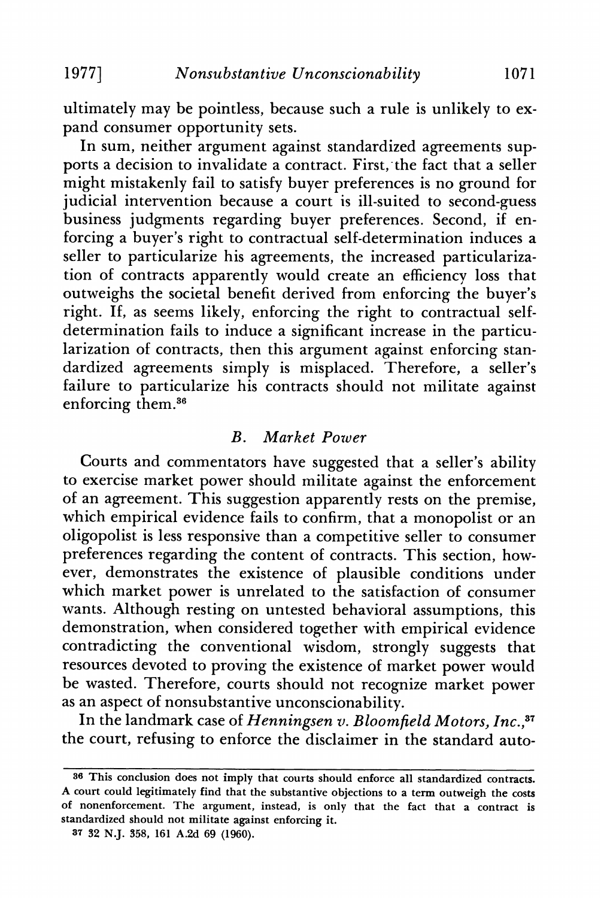ultimately may be pointless, because such a rule is unlikely to expand consumer opportunity sets.

In sum, neither argument against standardized agreements supports a decision to invalidate a contract. First, the fact that a seller might mistakenly fail to satisfy buyer preferences is no ground for judicial intervention because a court is ill-suited to second-guess business judgments regarding buyer preferences. Second, if enforcing a buyer's right to contractual self-determination induces a seller to particularize his agreements, the increased particularization of contracts apparently would create an efficiency loss that outweighs the societal benefit derived from enforcing the buyer's right. If, as seems likely, enforcing the right to contractual self-determination fails to induce a significant increase in the particularization of contracts, then this argument against enforcing standardized agreements simply is misplaced. Therefore, a seller's failure to particularize his contracts should not militate against enforcing them.[36]

### B. *Market Power*

Courts and commentators have suggested that a seller's ability to exercise market power should militate against the enforcement of an agreement. This suggestion apparently rests on the premise, which empirical evidence fails to confirm, that a monopolist or an oligopolist is less responsive than a competitive seller to consumer preferences regarding the content of contracts. This section, however, demonstrates the existence of plausible conditions under which market power is unrelated to the satisfaction of consumer wants. Although resting on untested behavioral assumptions, this demonstration, when considered together with empirical evidence contradicting the conventional wisdom, strongly suggests that resources devoted to proving the existence of market power would be wasted. Therefore, courts should not recognize market power as an aspect of nonsubstantive unconscionability.

In the landmark case of *Henningsen v. Bloomfield Motors, Inc.*,[37] the court, refusing to enforce the disclaimer in the standard auto-

---

[36] This conclusion does not imply that courts should enforce all standardized contracts. A court could legitimately find that the substantive objections to a term outweigh the costs of nonenforcement. The argument, instead, is only that the fact that a contract is standardized should not militate against enforcing it.

[37] 32 N.J. 358, 161 A.2d 69 (1960).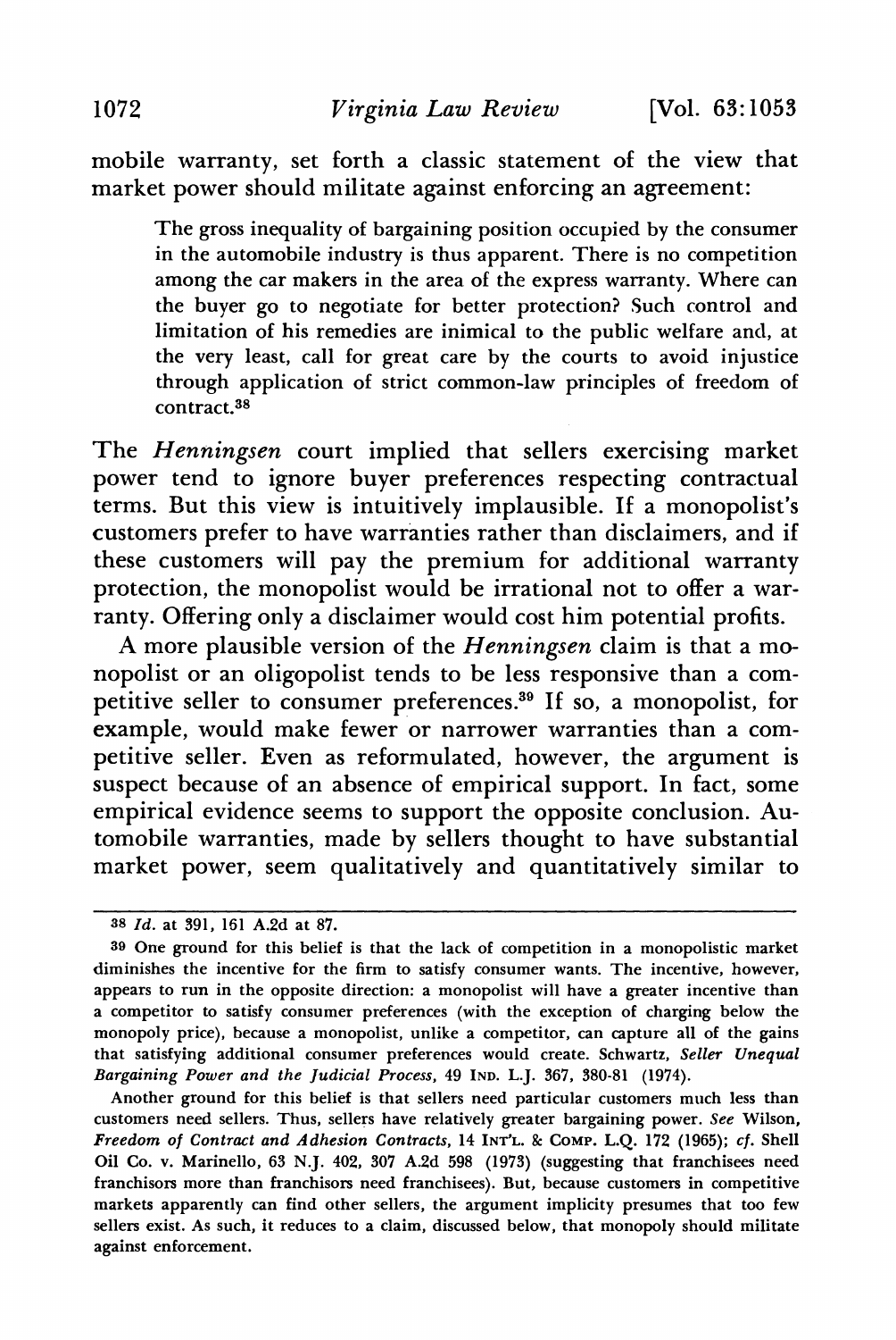mobile warranty, set forth a classic statement of the view that market power should militate against enforcing an agreement:

> The gross inequality of bargaining position occupied by the consumer in the automobile industry is thus apparent. There is no competition among the car makers in the area of the express warranty. Where can the buyer go to negotiate for better protection? Such control and limitation of his remedies are inimical to the public welfare and, at the very least, call for great care by the courts to avoid injustice through application of strict common-law principles of freedom of contract.[38]

The *Henningsen* court implied that sellers exercising market power tend to ignore buyer preferences respecting contractual terms. But this view is intuitively implausible. If a monopolist's customers prefer to have warranties rather than disclaimers, and if these customers will pay the premium for additional warranty protection, the monopolist would be irrational not to offer a warranty. Offering only a disclaimer would cost him potential profits.

A more plausible version of the *Henningsen* claim is that a monopolist or an oligopolist tends to be less responsive than a competitive seller to consumer preferences.[39] If so, a monopolist, for example, would make fewer or narrower warranties than a competitive seller. Even as reformulated, however, the argument is suspect because of an absence of empirical support. In fact, some empirical evidence seems to support the opposite conclusion. Automobile warranties, made by sellers thought to have substantial market power, seem qualitatively and quantitatively similar to

---

[38] *Id.* at 391, 161 A.2d at 87.

[39] One ground for this belief is that the lack of competition in a monopolistic market diminishes the incentive for the firm to satisfy consumer wants. The incentive, however, appears to run in the opposite direction: a monopolist will have a greater incentive than a competitor to satisfy consumer preferences (with the exception of charging below the monopoly price), because a monopolist, unlike a competitor, can capture all of the gains that satisfying additional consumer preferences would create. Schwartz, *Seller Unequal Bargaining Power and the Judicial Process*, 49 Ind. L.J. 367, 380-81 (1974).

Another ground for this belief is that sellers need particular customers much less than customers need sellers. Thus, sellers have relatively greater bargaining power. *See* Wilson, *Freedom of Contract and Adhesion Contracts*, 14 Int'l. & Comp. L.Q. 172 (1965); *cf.* Shell Oil Co. v. Marinello, 63 N.J. 402, 307 A.2d 598 (1973) (suggesting that franchisees need franchisors more than franchisors need franchisees). But, because customers in competitive markets apparently can find other sellers, the argument implicity presumes that too few sellers exist. As such, it reduces to a claim, discussed below, that monopoly should militate against enforcement.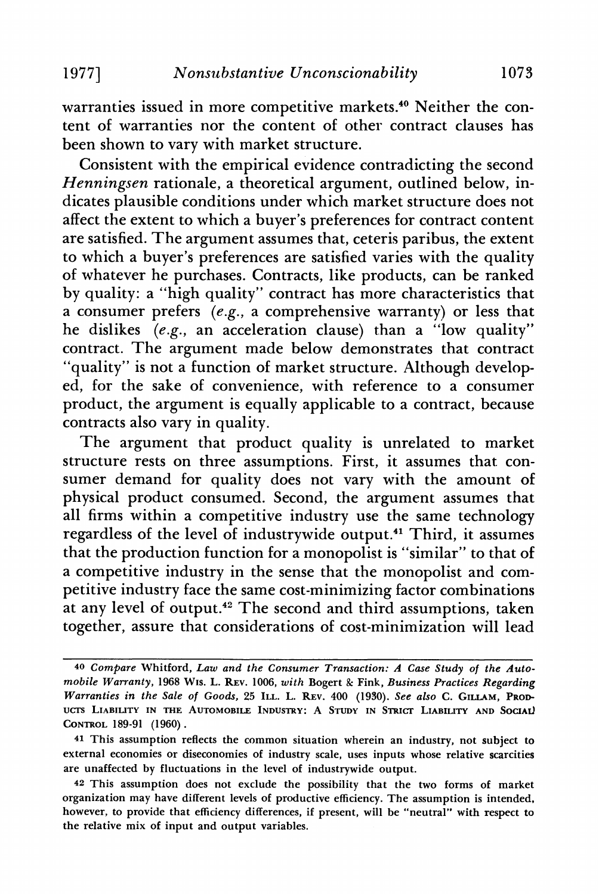warranties issued in more competitive markets.[40] Neither the content of warranties nor the content of other contract clauses has been shown to vary with market structure.

Consistent with the empirical evidence contradicting the second *Henningsen* rationale, a theoretical argument, outlined below, indicates plausible conditions under which market structure does not affect the extent to which a buyer's preferences for contract content are satisfied. The argument assumes that, ceteris paribus, the extent to which a buyer's preferences are satisfied varies with the quality of whatever he purchases. Contracts, like products, can be ranked by quality: a "high quality" contract has more characteristics that a consumer prefers (*e.g.*, a comprehensive warranty) or less that he dislikes (*e.g.*, an acceleration clause) than a "low quality" contract. The argument made below demonstrates that contract "quality" is not a function of market structure. Although developed, for the sake of convenience, with reference to a consumer product, the argument is equally applicable to a contract, because contracts also vary in quality.

The argument that product quality is unrelated to market structure rests on three assumptions. First, it assumes that consumer demand for quality does not vary with the amount of physical product consumed. Second, the argument assumes that all firms within a competitive industry use the same technology regardless of the level of industrywide output.[41] Third, it assumes that the production function for a monopolist is "similar" to that of a competitive industry in the sense that the monopolist and competitive industry face the same cost-minimizing factor combinations at any level of output.[42] The second and third assumptions, taken together, assure that considerations of cost-minimization will lead

---

[40] *Compare* Whitford, *Law and the Consumer Transaction: A Case Study of the Automobile Warranty*, 1968 WIS. L. REV. 1006, *with* Bogert & Fink, *Business Practices Regarding Warranties in the Sale of Goods*, 25 ILL. L. REV. 400 (1930). *See also* C. GILLAM, PRODUCTS LIABILITY IN THE AUTOMOBILE INDUSTRY: A STUDY IN STRICT LIABILITY AND SOCIAL CONTROL 189-91 (1960).

[41] This assumption reflects the common situation wherein an industry, not subject to external economies or diseconomies of industry scale, uses inputs whose relative scarcities are unaffected by fluctuations in the level of industrywide output.

[42] This assumption does not exclude the possibility that the two forms of market organization may have different levels of productive efficiency. The assumption is intended, however, to provide that efficiency differences, if present, will be "neutral" with respect to the relative mix of input and output variables.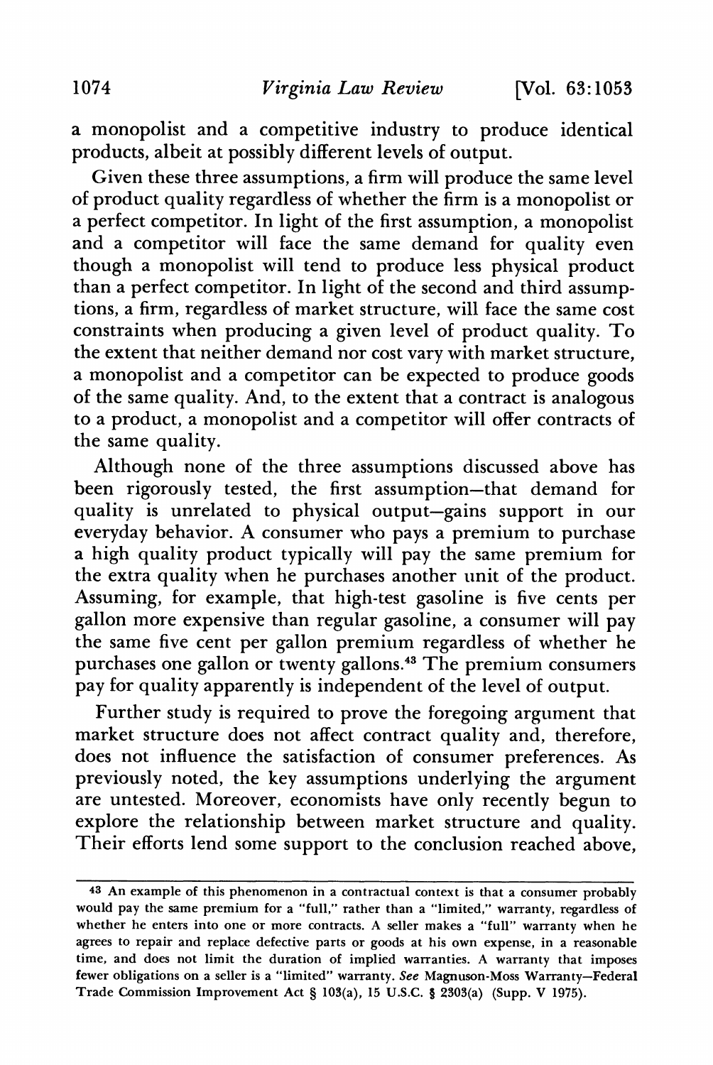a monopolist and a competitive industry to produce identical products, albeit at possibly different levels of output.

Given these three assumptions, a firm will produce the same level of product quality regardless of whether the firm is a monopolist or a perfect competitor. In light of the first assumption, a monopolist and a competitor will face the same demand for quality even though a monopolist will tend to produce less physical product than a perfect competitor. In light of the second and third assumptions, a firm, regardless of market structure, will face the same cost constraints when producing a given level of product quality. To the extent that neither demand nor cost vary with market structure, a monopolist and a competitor can be expected to produce goods of the same quality. And, to the extent that a contract is analogous to a product, a monopolist and a competitor will offer contracts of the same quality.

Although none of the three assumptions discussed above has been rigorously tested, the first assumption—that demand for quality is unrelated to physical output—gains support in our everyday behavior. A consumer who pays a premium to purchase a high quality product typically will pay the same premium for the extra quality when he purchases another unit of the product. Assuming, for example, that high-test gasoline is five cents per gallon more expensive than regular gasoline, a consumer will pay the same five cent per gallon premium regardless of whether he purchases one gallon or twenty gallons.[43] The premium consumers pay for quality apparently is independent of the level of output.

Further study is required to prove the foregoing argument that market structure does not affect contract quality and, therefore, does not influence the satisfaction of consumer preferences. As previously noted, the key assumptions underlying the argument are untested. Moreover, economists have only recently begun to explore the relationship between market structure and quality. Their efforts lend some support to the conclusion reached above,

---

[43] An example of this phenomenon in a contractual context is that a consumer probably would pay the same premium for a "full," rather than a "limited," warranty, regardless of whether he enters into one or more contracts. A seller makes a "full" warranty when he agrees to repair and replace defective parts or goods at his own expense, in a reasonable time, and does not limit the duration of implied warranties. A warranty that imposes fewer obligations on a seller is a "limited" warranty. *See* Magnuson-Moss Warranty—Federal Trade Commission Improvement Act § 103(a), 15 U.S.C. § 2303(a) (Supp. V 1975).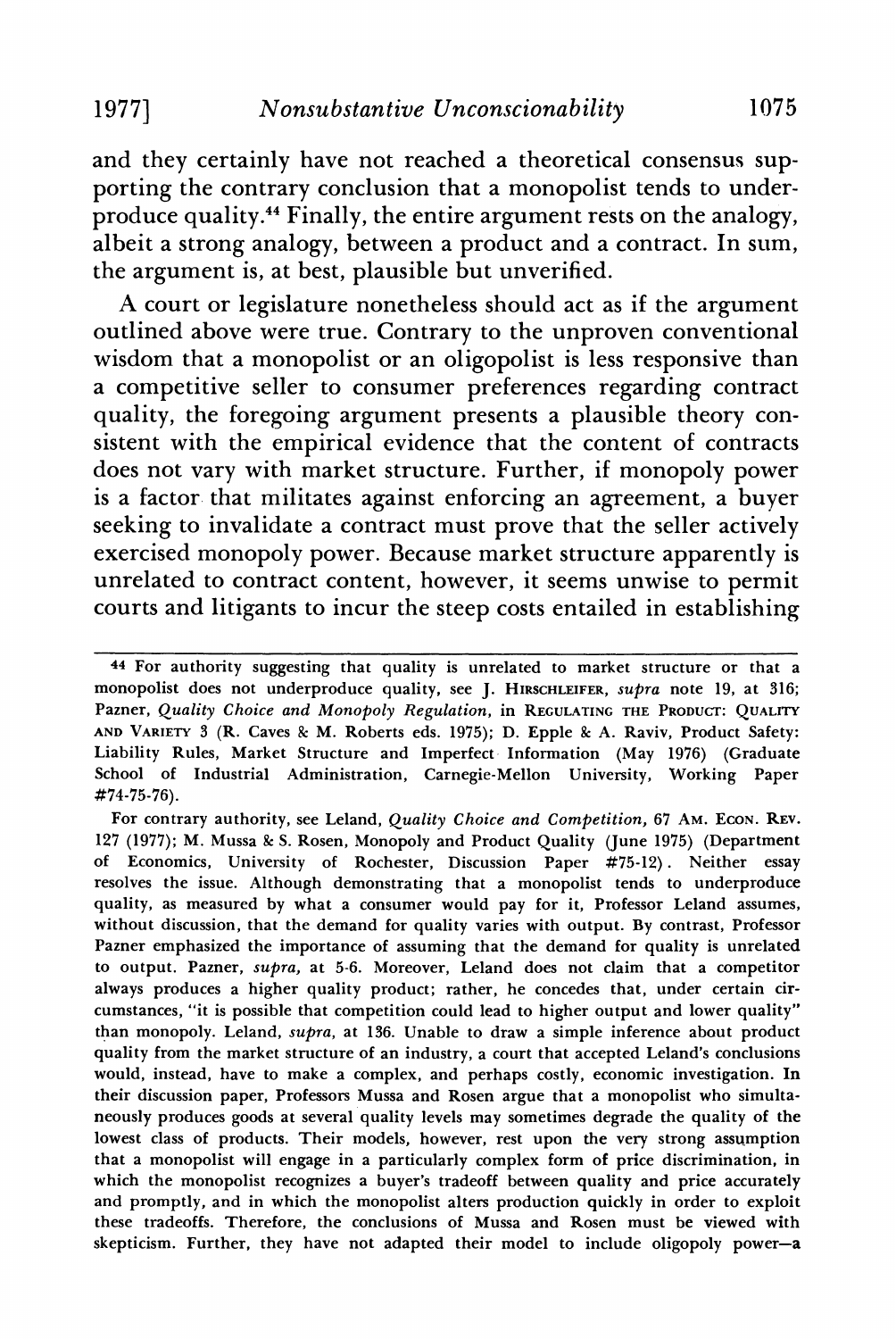and they certainly have not reached a theoretical consensus supporting the contrary conclusion that a monopolist tends to underproduce quality.[44] Finally, the entire argument rests on the analogy, albeit a strong analogy, between a product and a contract. In sum, the argument is, at best, plausible but unverified.

A court or legislature nonetheless should act as if the argument outlined above were true. Contrary to the unproven conventional wisdom that a monopolist or an oligopolist is less responsive than a competitive seller to consumer preferences regarding contract quality, the foregoing argument presents a plausible theory consistent with the empirical evidence that the content of contracts does not vary with market structure. Further, if monopoly power is a factor that militates against enforcing an agreement, a buyer seeking to invalidate a contract must prove that the seller actively exercised monopoly power. Because market structure apparently is unrelated to contract content, however, it seems unwise to permit courts and litigants to incur the steep costs entailed in establishing

---

[44] For authority suggesting that quality is unrelated to market structure or that a monopolist does not underproduce quality, see J. HIRSCHLEIFER, *supra* note 19, at 316; Pazner, *Quality Choice and Monopoly Regulation*, in REGULATING THE PRODUCT: QUALITY AND VARIETY 3 (R. Caves & M. Roberts eds. 1975); D. Epple & A. Raviv, Product Safety: Liability Rules, Market Structure and Imperfect Information (May 1976) (Graduate School of Industrial Administration, Carnegie-Mellon University, Working Paper #74-75-76).

For contrary authority, see Leland, *Quality Choice and Competition*, 67 AM. ECON. REV. 127 (1977); M. Mussa & S. Rosen, Monopoly and Product Quality (June 1975) (Department of Economics, University of Rochester, Discussion Paper #75-12). Neither essay resolves the issue. Although demonstrating that a monopolist tends to underproduce quality, as measured by what a consumer would pay for it, Professor Leland assumes, without discussion, that the demand for quality varies with output. By contrast, Professor Pazner emphasized the importance of assuming that the demand for quality is unrelated to output. Pazner, *supra*, at 5-6. Moreover, Leland does not claim that a competitor always produces a higher quality product; rather, he concedes that, under certain circumstances, "it is possible that competition could lead to higher output and lower quality" than monopoly. Leland, *supra*, at 136. Unable to draw a simple inference about product quality from the market structure of an industry, a court that accepted Leland's conclusions would, instead, have to make a complex, and perhaps costly, economic investigation. In their discussion paper, Professors Mussa and Rosen argue that a monopolist who simultaneously produces goods at several quality levels may sometimes degrade the quality of the lowest class of products. Their models, however, rest upon the very strong assumption that a monopolist will engage in a particularly complex form of price discrimination, in which the monopolist recognizes a buyer's tradeoff between quality and price accurately and promptly, and in which the monopolist alters production quickly in order to exploit these tradeoffs. Therefore, the conclusions of Mussa and Rosen must be viewed with skepticism. Further, they have not adapted their model to include oligopoly power—a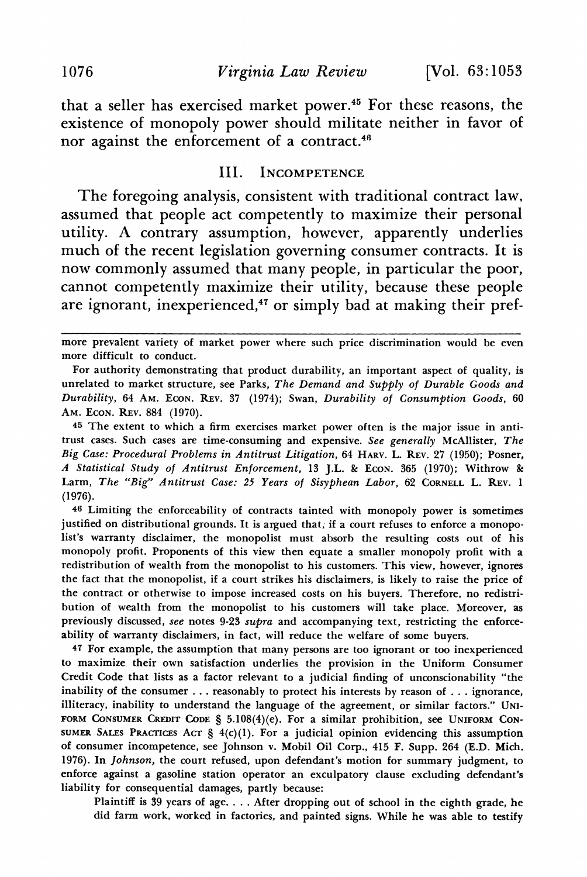that a seller has exercised market power.[45] For these reasons, the existence of monopoly power should militate neither in favor of nor against the enforcement of a contract.[46]

## III. Incompetence

The foregoing analysis, consistent with traditional contract law, assumed that people act competently to maximize their personal utility. A contrary assumption, however, apparently underlies much of the recent legislation governing consumer contracts. It is now commonly assumed that many people, in particular the poor, cannot competently maximize their utility, because these people are ignorant, inexperienced,[47] or simply bad at making their pref-

---

more prevalent variety of market power where such price discrimination would be even more difficult to conduct.

For authority demonstrating that product durability, an important aspect of quality, is unrelated to market structure, see Parks, *The Demand and Supply of Durable Goods and Durability*, 64 Am. Econ. Rev. 37 (1974); Swan, *Durability of Consumption Goods*, 60 Am. Econ. Rev. 884 (1970).

45 The extent to which a firm exercises market power often is the major issue in antitrust cases. Such cases are time-consuming and expensive. *See generally* McAllister, *The Big Case: Procedural Problems in Antitrust Litigation*, 64 Harv. L. Rev. 27 (1950); Posner, *A Statistical Study of Antitrust Enforcement*, 13 J.L. & Econ. 365 (1970); Withrow & Larm, *The "Big" Antitrust Case: 25 Years of Sisyphean Labor*, 62 Cornell L. Rev. 1 (1976).

46 Limiting the enforceability of contracts tainted with monopoly power is sometimes justified on distributional grounds. It is argued that, if a court refuses to enforce a monopolist's warranty disclaimer, the monopolist must absorb the resulting costs out of his monopoly profit. Proponents of this view then equate a smaller monopoly profit with a redistribution of wealth from the monopolist to his customers. This view, however, ignores the fact that the monopolist, if a court strikes his disclaimers, is likely to raise the price of the contract or otherwise to impose increased costs on his buyers. Therefore, no redistribution of wealth from the monopolist to his customers will take place. Moreover, as previously discussed, *see* notes 9-23 *supra* and accompanying text, restricting the enforceability of warranty disclaimers, in fact, will reduce the welfare of some buyers.

47 For example, the assumption that many persons are too ignorant or too inexperienced to maximize their own satisfaction underlies the provision in the Uniform Consumer Credit Code that lists as a factor relevant to a judicial finding of unconscionability "the inability of the consumer . . . reasonably to protect his interests by reason of . . . ignorance, illiteracy, inability to understand the language of the agreement, or similar factors." Uniform Consumer Credit Code § 5.108(4)(e). For a similar prohibition, see Uniform Consumer Sales Practices Act § 4(c)(1). For a judicial opinion evidencing this assumption of consumer incompetence, see Johnson v. Mobil Oil Corp., 415 F. Supp. 264 (E.D. Mich. 1976). In *Johnson*, the court refused, upon defendant's motion for summary judgment, to enforce against a gasoline station operator an exculpatory clause excluding defendant's liability for consequential damages, partly because:

> Plaintiff is 39 years of age. . . . After dropping out of school in the eighth grade, he did farm work, worked in factories, and painted signs. While he was able to testify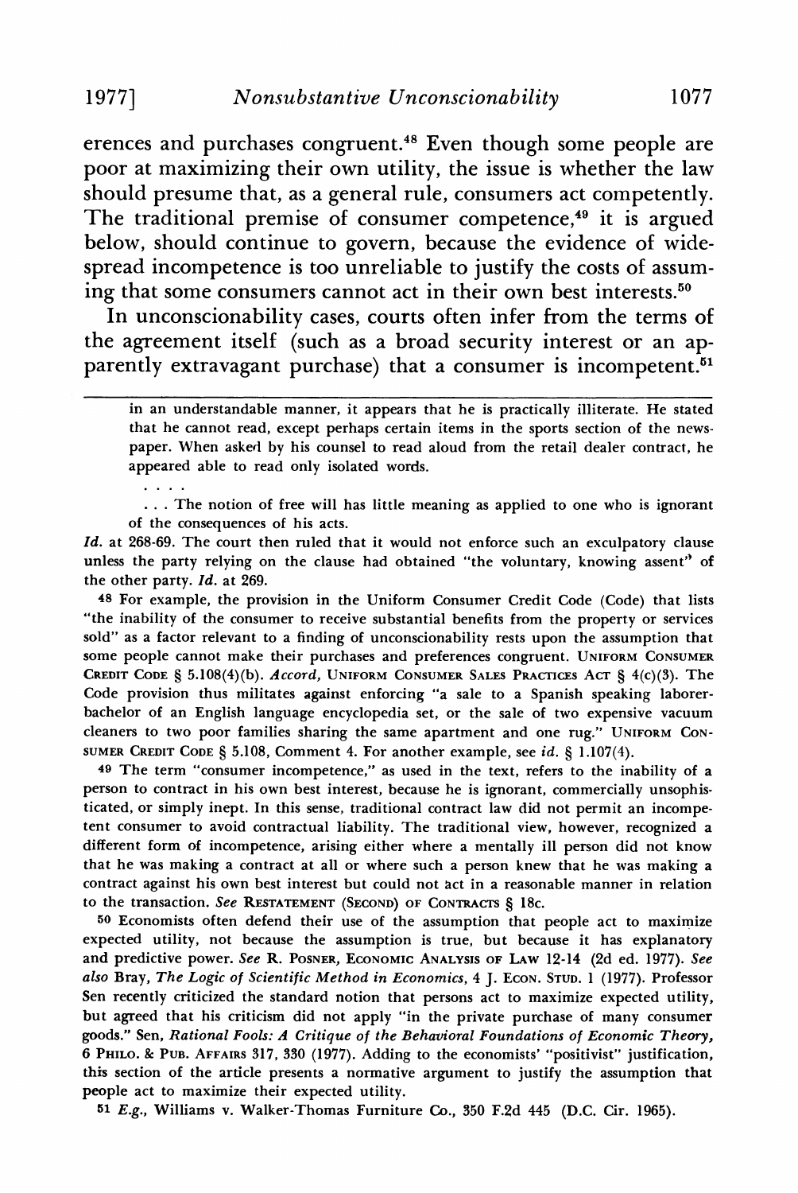erences and purchases congruent.[48] Even though some people are poor at maximizing their own utility, the issue is whether the law should presume that, as a general rule, consumers act competently. The traditional premise of consumer competence,[49] it is argued below, should continue to govern, because the evidence of widespread incompetence is too unreliable to justify the costs of assuming that some consumers cannot act in their own best interests.[50]

In unconscionability cases, courts often infer from the terms of the agreement itself (such as a broad security interest or an apparently extravagant purchase) that a consumer is incompetent.[51]

---

> in an understandable manner, it appears that he is practically illiterate. He stated that he cannot read, except perhaps certain items in the sports section of the newspaper. When asked by his counsel to read aloud from the retail dealer contract, he appeared able to read only isolated words.
>
> . . . .
>
> . . . The notion of free will has little meaning as applied to one who is ignorant of the consequences of his acts.

*Id.* at 268-69. The court then ruled that it would not enforce such an exculpatory clause unless the party relying on the clause had obtained "the voluntary, knowing assent" of the other party. *Id.* at 269.

48 For example, the provision in the Uniform Consumer Credit Code (Code) that lists "the inability of the consumer to receive substantial benefits from the property or services sold" as a factor relevant to a finding of unconscionability rests upon the assumption that some people cannot make their purchases and preferences congruent. UNIFORM CONSUMER CREDIT CODE § 5.108(4)(b). *Accord,* UNIFORM CONSUMER SALES PRACTICES ACT § 4(c)(3). The Code provision thus militates against enforcing "a sale to a Spanish speaking laborer-bachelor of an English language encyclopedia set, or the sale of two expensive vacuum cleaners to two poor families sharing the same apartment and one rug." UNIFORM CONSUMER CREDIT CODE § 5.108, Comment 4. For another example, see *id.* § 1.107(4).

49 The term "consumer incompetence," as used in the text, refers to the inability of a person to contract in his own best interest, because he is ignorant, commercially unsophisticated, or simply inept. In this sense, traditional contract law did not permit an incompetent consumer to avoid contractual liability. The traditional view, however, recognized a different form of incompetence, arising either where a mentally ill person did not know that he was making a contract at all or where such a person knew that he was making a contract against his own best interest but could not act in a reasonable manner in relation to the transaction. *See* RESTATEMENT (SECOND) OF CONTRACTS § 18c.

50 Economists often defend their use of the assumption that people act to maximize expected utility, not because the assumption is true, but because it has explanatory and predictive power. *See* R. POSNER, ECONOMIC ANALYSIS OF LAW 12-14 (2d ed. 1977). *See also* Bray, *The Logic of Scientific Method in Economics,* 4 J. ECON. STUD. 1 (1977). Professor Sen recently criticized the standard notion that persons act to maximize expected utility, but agreed that his criticism did not apply "in the private purchase of many consumer goods." Sen, *Rational Fools: A Critique of the Behavioral Foundations of Economic Theory,* 6 PHILO. & PUB. AFFAIRS 317, 330 (1977). Adding to the economists' "positivist" justification, this section of the article presents a normative argument to justify the assumption that people act to maximize their expected utility.

51 *E.g.,* Williams v. Walker-Thomas Furniture Co., 350 F.2d 445 (D.C. Cir. 1965).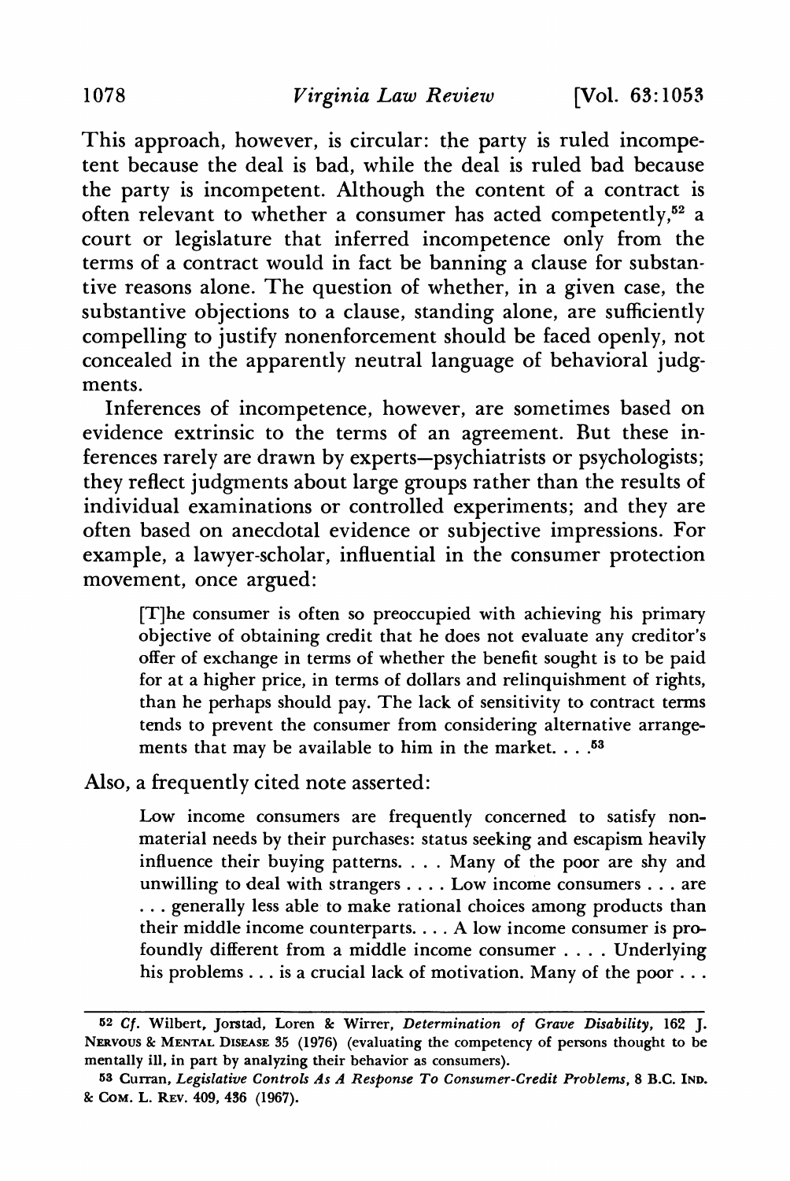This approach, however, is circular: the party is ruled incompetent because the deal is bad, while the deal is ruled bad because the party is incompetent. Although the content of a contract is often relevant to whether a consumer has acted competently,[52] a court or legislature that inferred incompetence only from the terms of a contract would in fact be banning a clause for substantive reasons alone. The question of whether, in a given case, the substantive objections to a clause, standing alone, are sufficiently compelling to justify nonenforcement should be faced openly, not concealed in the apparently neutral language of behavioral judgments.

Inferences of incompetence, however, are sometimes based on evidence extrinsic to the terms of an agreement. But these inferences rarely are drawn by experts—psychiatrists or psychologists; they reflect judgments about large groups rather than the results of individual examinations or controlled experiments; and they are often based on anecdotal evidence or subjective impressions. For example, a lawyer-scholar, influential in the consumer protection movement, once argued:

> [T]he consumer is often so preoccupied with achieving his primary objective of obtaining credit that he does not evaluate any creditor's offer of exchange in terms of whether the benefit sought is to be paid for at a higher price, in terms of dollars and relinquishment of rights, than he perhaps should pay. The lack of sensitivity to contract terms tends to prevent the consumer from considering alternative arrangements that may be available to him in the market. . . .[53]

Also, a frequently cited note asserted:

> Low income consumers are frequently concerned to satisfy non-material needs by their purchases: status seeking and escapism heavily influence their buying patterns. . . . Many of the poor are shy and unwilling to deal with strangers . . . . Low income consumers . . . are . . . generally less able to make rational choices among products than their middle income counterparts. . . . A low income consumer is profoundly different from a middle income consumer . . . . Underlying his problems . . . is a crucial lack of motivation. Many of the poor . . .

---

[52] *Cf.* Wilbert, Jorstad, Loren & Wirrer, *Determination of Grave Disability*, 162 J. Nervous & Mental Disease 35 (1976) (evaluating the competency of persons thought to be mentally ill, in part by analyzing their behavior as consumers).

[53] Curran, *Legislative Controls As A Response To Consumer-Credit Problems*, 8 B.C. Ind. & Com. L. Rev. 409, 436 (1967).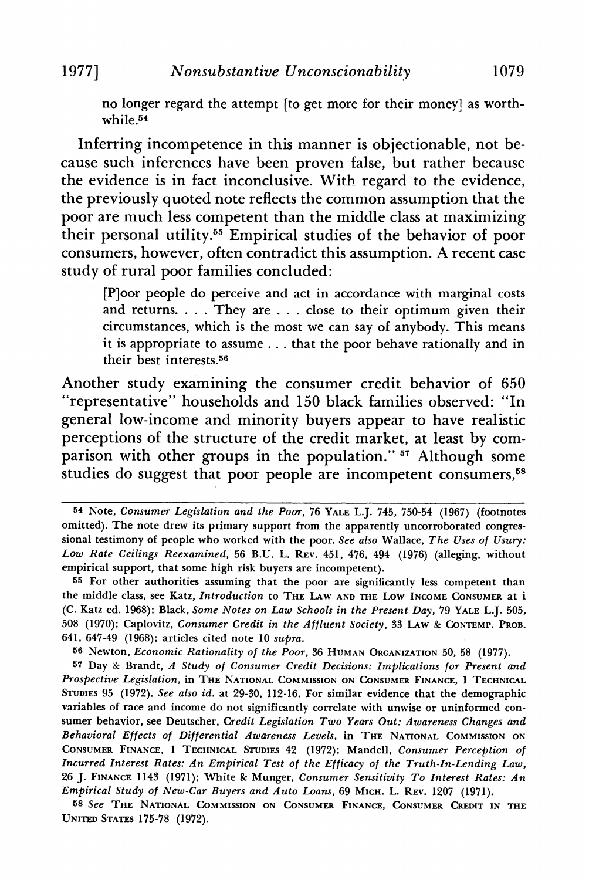no longer regard the attempt [to get more for their money] as worthwhile.[54]

Inferring incompetence in this manner is objectionable, not because such inferences have been proven false, but rather because the evidence is in fact inconclusive. With regard to the evidence, the previously quoted note reflects the common assumption that the poor are much less competent than the middle class at maximizing their personal utility.[55] Empirical studies of the behavior of poor consumers, however, often contradict this assumption. A recent case study of rural poor families concluded:

> [P]oor people do perceive and act in accordance with marginal costs and returns. . . . They are . . . close to their optimum given their circumstances, which is the most we can say of anybody. This means it is appropriate to assume . . . that the poor behave rationally and in their best interests.[56]

Another study examining the consumer credit behavior of 650 "representative" households and 150 black families observed: "In general low-income and minority buyers appear to have realistic perceptions of the structure of the credit market, at least by comparison with other groups in the population."[57] Although some studies do suggest that poor people are incompetent consumers,[58]

---

[54] Note, *Consumer Legislation and the Poor*, 76 YALE L.J. 745, 750-54 (1967) (footnotes omitted). The note drew its primary support from the apparently uncorroborated congressional testimony of people who worked with the poor. *See also* Wallace, *The Uses of Usury: Low Rate Ceilings Reexamined*, 56 B.U. L. REV. 451, 476, 494 (1976) (alleging, without empirical support, that some high risk buyers are incompetent).

[55] For other authorities assuming that the poor are significantly less competent than the middle class, see Katz, *Introduction* to THE LAW AND THE LOW INCOME CONSUMER at i (C. Katz ed. 1968); Black, *Some Notes on Law Schools in the Present Day*, 79 YALE L.J. 505, 508 (1970); Caplovitz, *Consumer Credit in the Affluent Society*, 33 LAW & CONTEMP. PROB. 641, 647-49 (1968); articles cited note 10 *supra*.

[56] Newton, *Economic Rationality of the Poor*, 36 HUMAN ORGANIZATION 50, 58 (1977).

[57] Day & Brandt, *A Study of Consumer Credit Decisions: Implications for Present and Prospective Legislation*, in THE NATIONAL COMMISSION ON CONSUMER FINANCE, 1 TECHNICAL STUDIES 95 (1972). *See also id.* at 29-30, 112-16. For similar evidence that the demographic variables of race and income do not significantly correlate with unwise or uninformed consumer behavior, see Deutscher, *Credit Legislation Two Years Out: Awareness Changes and Behavioral Effects of Differential Awareness Levels*, in THE NATIONAL COMMISSION ON CONSUMER FINANCE, 1 TECHNICAL STUDIES 42 (1972); Mandell, *Consumer Perception of Incurred Interest Rates: An Empirical Test of the Efficacy of the Truth-In-Lending Law*, 26 J. FINANCE 1143 (1971); White & Munger, *Consumer Sensitivity To Interest Rates: An Empirical Study of New-Car Buyers and Auto Loans*, 69 MICH. L. REV. 1207 (1971).

[58] *See* THE NATIONAL COMMISSION ON CONSUMER FINANCE, CONSUMER CREDIT IN THE UNITED STATES 175-78 (1972).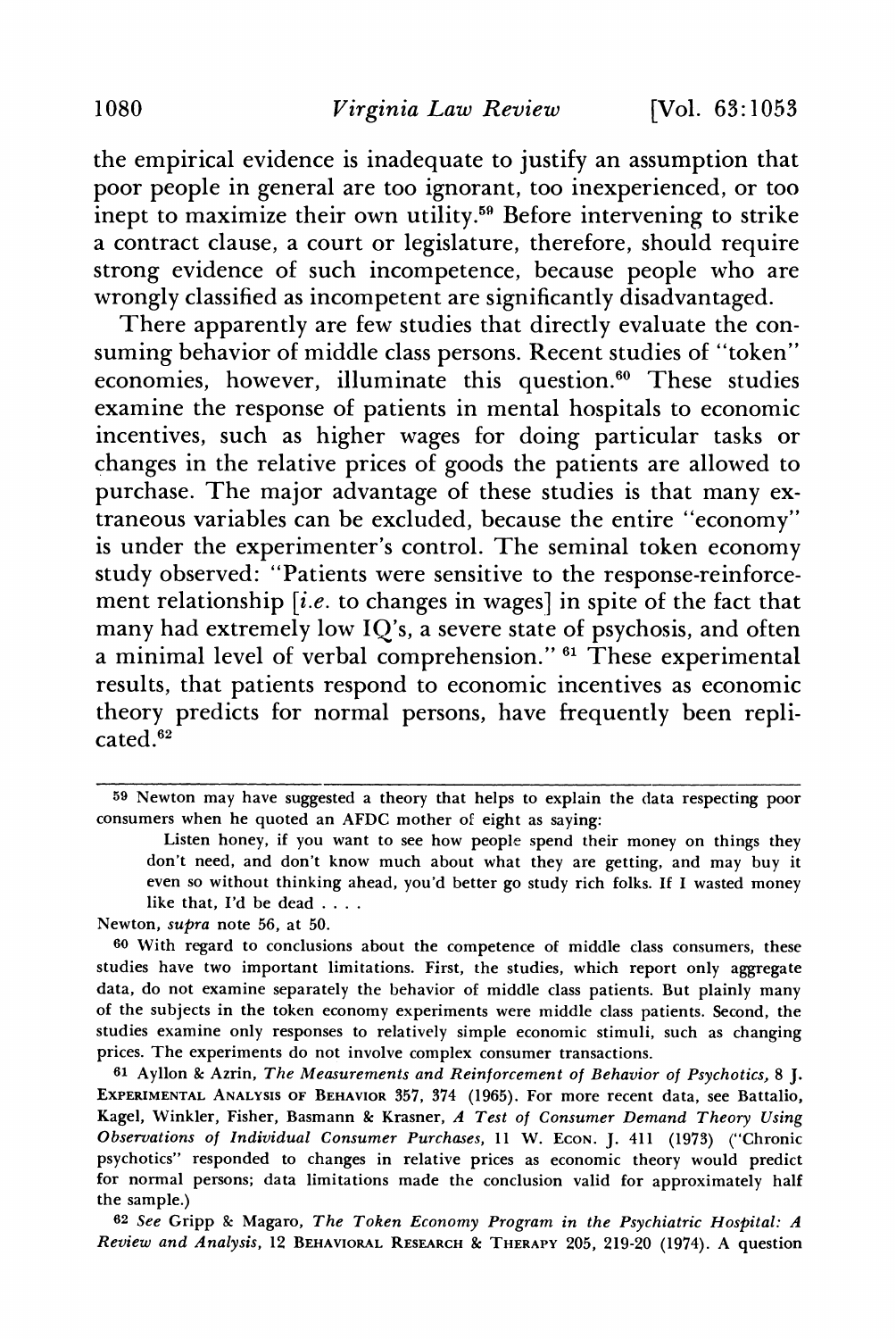the empirical evidence is inadequate to justify an assumption that poor people in general are too ignorant, too inexperienced, or too inept to maximize their own utility.[59] Before intervening to strike a contract clause, a court or legislature, therefore, should require strong evidence of such incompetence, because people who are wrongly classified as incompetent are significantly disadvantaged.

There apparently are few studies that directly evaluate the consuming behavior of middle class persons. Recent studies of "token" economies, however, illuminate this question.[60] These studies examine the response of patients in mental hospitals to economic incentives, such as higher wages for doing particular tasks or changes in the relative prices of goods the patients are allowed to purchase. The major advantage of these studies is that many extraneous variables can be excluded, because the entire "economy" is under the experimenter's control. The seminal token economy study observed: "Patients were sensitive to the response-reinforcement relationship [*i.e.* to changes in wages] in spite of the fact that many had extremely low IQ's, a severe state of psychosis, and often a minimal level of verbal comprehension." [61] These experimental results, that patients respond to economic incentives as economic theory predicts for normal persons, have frequently been replicated.[62]

---

[59] Newton may have suggested a theory that helps to explain the data respecting poor consumers when he quoted an AFDC mother of eight as saying:

> Listen honey, if you want to see how people spend their money on things they don't need, and don't know much about what they are getting, and may buy it even so without thinking ahead, you'd better go study rich folks. If I wasted money like that, I'd be dead . . . .

Newton, *supra* note 56, at 50.

[60] With regard to conclusions about the competence of middle class consumers, these studies have two important limitations. First, the studies, which report only aggregate data, do not examine separately the behavior of middle class patients. But plainly many of the subjects in the token economy experiments were middle class patients. Second, the studies examine only responses to relatively simple economic stimuli, such as changing prices. The experiments do not involve complex consumer transactions.

[61] Ayllon & Azrin, *The Measurements and Reinforcement of Behavior of Psychotics,* 8 J. Experimental Analysis of Behavior 357, 374 (1965). For more recent data, see Battalio, Kagel, Winkler, Fisher, Basmann & Krasner, *A Test of Consumer Demand Theory Using Observations of Individual Consumer Purchases,* 11 W. Econ. J. 411 (1973) ("Chronic psychotics" responded to changes in relative prices as economic theory would predict for normal persons; data limitations made the conclusion valid for approximately half the sample.)

[62] *See* Gripp & Magaro, *The Token Economy Program in the Psychiatric Hospital: A Review and Analysis,* 12 Behavioral Research & Therapy 205, 219-20 (1974). A question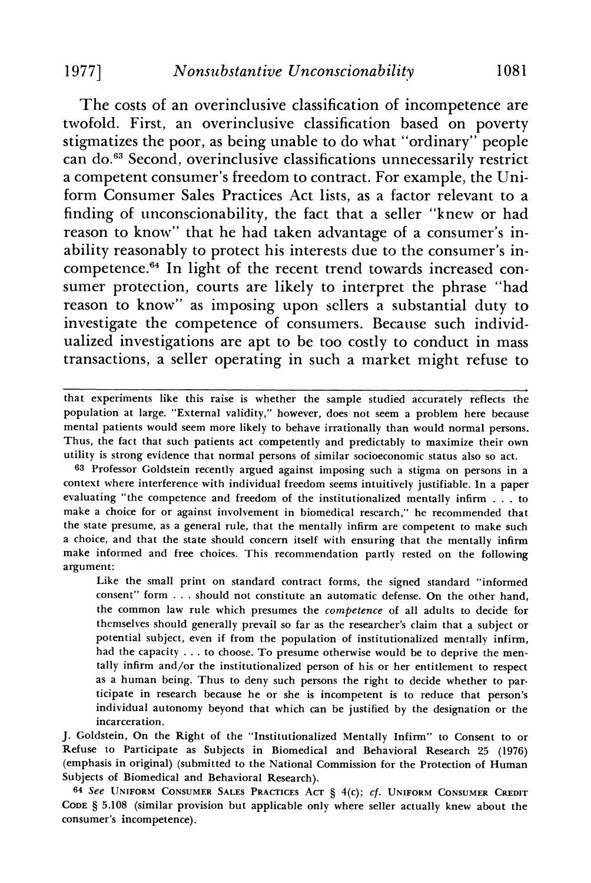The costs of an overinclusive classification of incompetence are twofold. First, an overinclusive classification based on poverty stigmatizes the poor, as being unable to do what "ordinary" people can do.[63] Second, overinclusive classifications unnecessarily restrict a competent consumer's freedom to contract. For example, the Uniform Consumer Sales Practices Act lists, as a factor relevant to a finding of unconscionability, the fact that a seller "knew or had reason to know" that he had taken advantage of a consumer's inability reasonably to protect his interests due to the consumer's incompetence.[64] In light of the recent trend towards increased consumer protection, courts are likely to interpret the phrase "had reason to know" as imposing upon sellers a substantial duty to investigate the competence of consumers. Because such individualized investigations are apt to be too costly to conduct in mass transactions, a seller operating in such a market might refuse to

---

that experiments like this raise is whether the sample studied accurately reflects the population at large. "External validity," however, does not seem a problem here because mental patients would seem more likely to behave irrationally than would normal persons. Thus, the fact that such patients act competently and predictably to maximize their own utility is strong evidence that normal persons of similar socioeconomic status also so act.

63 Professor Goldstein recently argued against imposing such a stigma on persons in a context where interference with individual freedom seems intuitively justifiable. In a paper evaluating "the competence and freedom of the institutionalized mentally infirm . . . to make a choice for or against involvement in biomedical research," he recommended that the state presume, as a general rule, that the mentally infirm are competent to make such a choice, and that the state should concern itself with ensuring that the mentally infirm make informed and free choices. This recommendation partly rested on the following argument:

> Like the small print on standard contract forms, the signed standard "informed consent" form . . . should not constitute an automatic defense. On the other hand, the common law rule which presumes the *competence* of all adults to decide for themselves should generally prevail so far as the researcher's claim that a subject or potential subject, even if from the population of institutionalized mentally infirm, had the capacity . . . to choose. To presume otherwise would be to deprive the mentally infirm and/or the institutionalized person of his or her entitlement to respect as a human being. Thus to deny such persons the right to decide whether to participate in research because he or she is incompetent is to reduce that person's individual autonomy beyond that which can be justified by the designation or the incarceration.

J. Goldstein, On the Right of the "Institutionalized Mentally Infirm" to Consent to or Refuse to Participate as Subjects in Biomedical and Behavioral Research 25 (1976) (emphasis in original) (submitted to the National Commission for the Protection of Human Subjects of Biomedical and Behavioral Research).

64 *See* UNIFORM CONSUMER SALES PRACTICES ACT § 4(c); *cf.* UNIFORM CONSUMER CREDIT CODE § 5.108 (similar provision but applicable only where seller actually knew about the consumer's incompetence).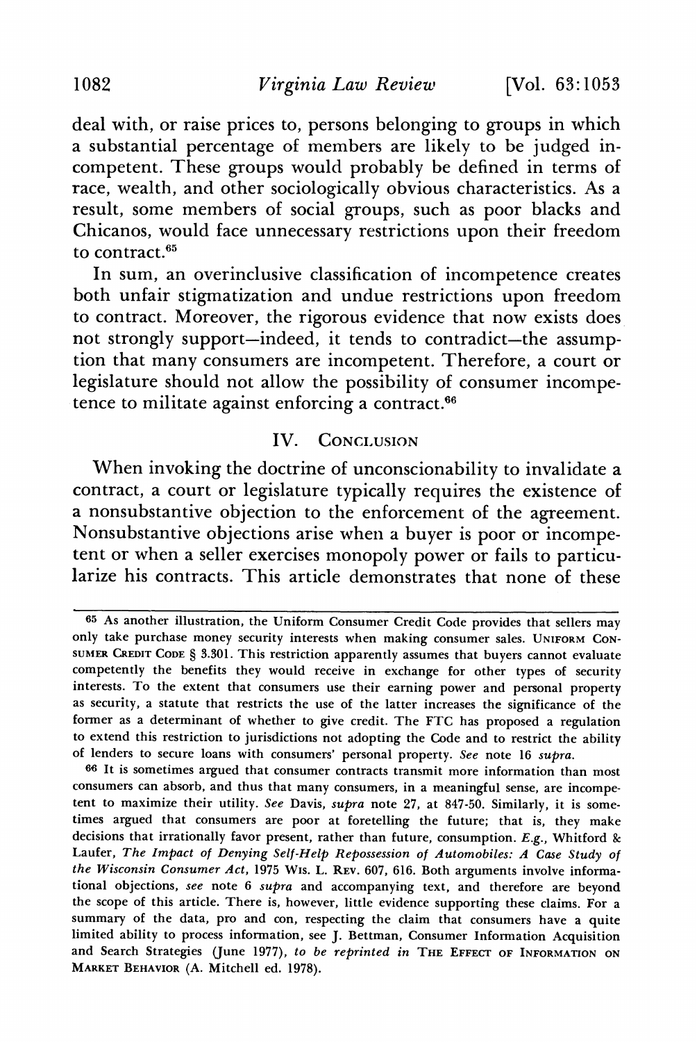deal with, or raise prices to, persons belonging to groups in which a substantial percentage of members are likely to be judged incompetent. These groups would probably be defined in terms of race, wealth, and other sociologically obvious characteristics. As a result, some members of social groups, such as poor blacks and Chicanos, would face unnecessary restrictions upon their freedom to contract.[65]

In sum, an overinclusive classification of incompetence creates both unfair stigmatization and undue restrictions upon freedom to contract. Moreover, the rigorous evidence that now exists does not strongly support—indeed, it tends to contradict—the assumption that many consumers are incompetent. Therefore, a court or legislature should not allow the possibility of consumer incompetence to militate against enforcing a contract.[66]

## IV. Conclusion

When invoking the doctrine of unconscionability to invalidate a contract, a court or legislature typically requires the existence of a nonsubstantive objection to the enforcement of the agreement. Nonsubstantive objections arise when a buyer is poor or incompetent or when a seller exercises monopoly power or fails to particularize his contracts. This article demonstrates that none of these

---

[65] As another illustration, the Uniform Consumer Credit Code provides that sellers may only take purchase money security interests when making consumer sales. Uniform Consumer Credit Code § 3.301. This restriction apparently assumes that buyers cannot evaluate competently the benefits they would receive in exchange for other types of security interests. To the extent that consumers use their earning power and personal property as security, a statute that restricts the use of the latter increases the significance of the former as a determinant of whether to give credit. The FTC has proposed a regulation to extend this restriction to jurisdictions not adopting the Code and to restrict the ability of lenders to secure loans with consumers' personal property. *See* note 16 *supra*.

[66] It is sometimes argued that consumer contracts transmit more information than most consumers can absorb, and thus that many consumers, in a meaningful sense, are incompetent to maximize their utility. *See* Davis, *supra* note 27, at 847-50. Similarly, it is sometimes argued that consumers are poor at foretelling the future; that is, they make decisions that irrationally favor present, rather than future, consumption. *E.g.*, Whitford & Laufer, *The Impact of Denying Self-Help Repossession of Automobiles: A Case Study of the Wisconsin Consumer Act*, 1975 Wis. L. Rev. 607, 616. Both arguments involve informational objections, *see* note 6 *supra* and accompanying text, and therefore are beyond the scope of this article. There is, however, little evidence supporting these claims. For a summary of the data, pro and con, respecting the claim that consumers have a quite limited ability to process information, see J. Bettman, Consumer Information Acquisition and Search Strategies (June 1977), *to be reprinted in* The Effect of Information on Market Behavior (A. Mitchell ed. 1978).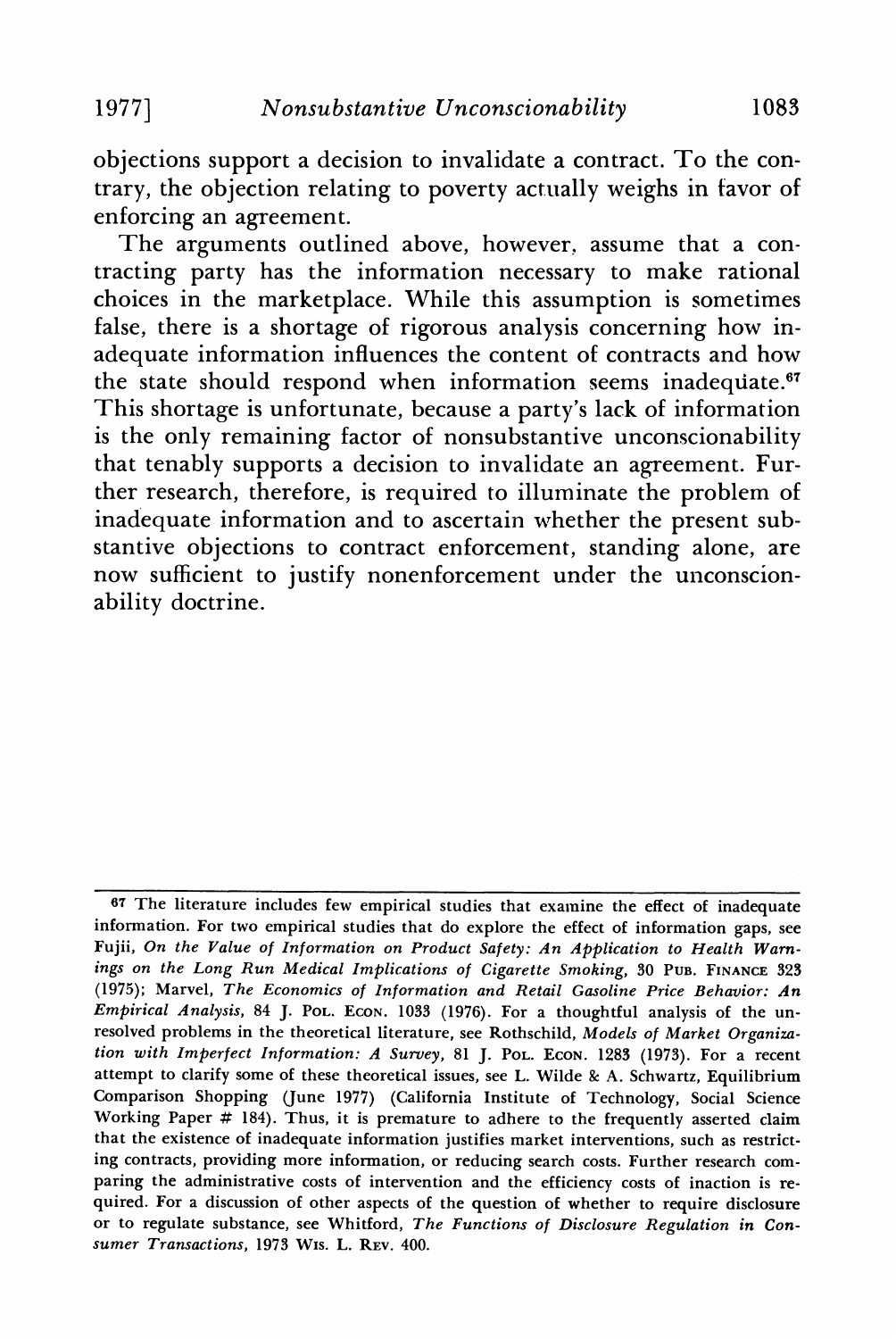objections support a decision to invalidate a contract. To the contrary, the objection relating to poverty actually weighs in favor of enforcing an agreement.

The arguments outlined above, however, assume that a contracting party has the information necessary to make rational choices in the marketplace. While this assumption is sometimes false, there is a shortage of rigorous analysis concerning how inadequate information influences the content of contracts and how the state should respond when information seems inadequate.[67] This shortage is unfortunate, because a party's lack of information is the only remaining factor of nonsubstantive unconscionability that tenably supports a decision to invalidate an agreement. Further research, therefore, is required to illuminate the problem of inadequate information and to ascertain whether the present substantive objections to contract enforcement, standing alone, are now sufficient to justify nonenforcement under the unconscionability doctrine.

---

[67] The literature includes few empirical studies that examine the effect of inadequate information. For two empirical studies that do explore the effect of information gaps, see Fujii, *On the Value of Information on Product Safety: An Application to Health Warnings on the Long Run Medical Implications of Cigarette Smoking*, 30 PUB. FINANCE 323 (1975); Marvel, *The Economics of Information and Retail Gasoline Price Behavior: An Empirical Analysis*, 84 J. POL. ECON. 1033 (1976). For a thoughtful analysis of the unresolved problems in the theoretical literature, see Rothschild, *Models of Market Organization with Imperfect Information: A Survey*, 81 J. POL. ECON. 1283 (1973). For a recent attempt to clarify some of these theoretical issues, see L. Wilde & A. Schwartz, Equilibrium Comparison Shopping (June 1977) (California Institute of Technology, Social Science Working Paper # 184). Thus, it is premature to adhere to the frequently asserted claim that the existence of inadequate information justifies market interventions, such as restricting contracts, providing more information, or reducing search costs. Further research comparing the administrative costs of intervention and the efficiency costs of inaction is required. For a discussion of other aspects of the question of whether to require disclosure or to regulate substance, see Whitford, *The Functions of Disclosure Regulation in Consumer Transactions*, 1973 WIS. L. REV. 400.